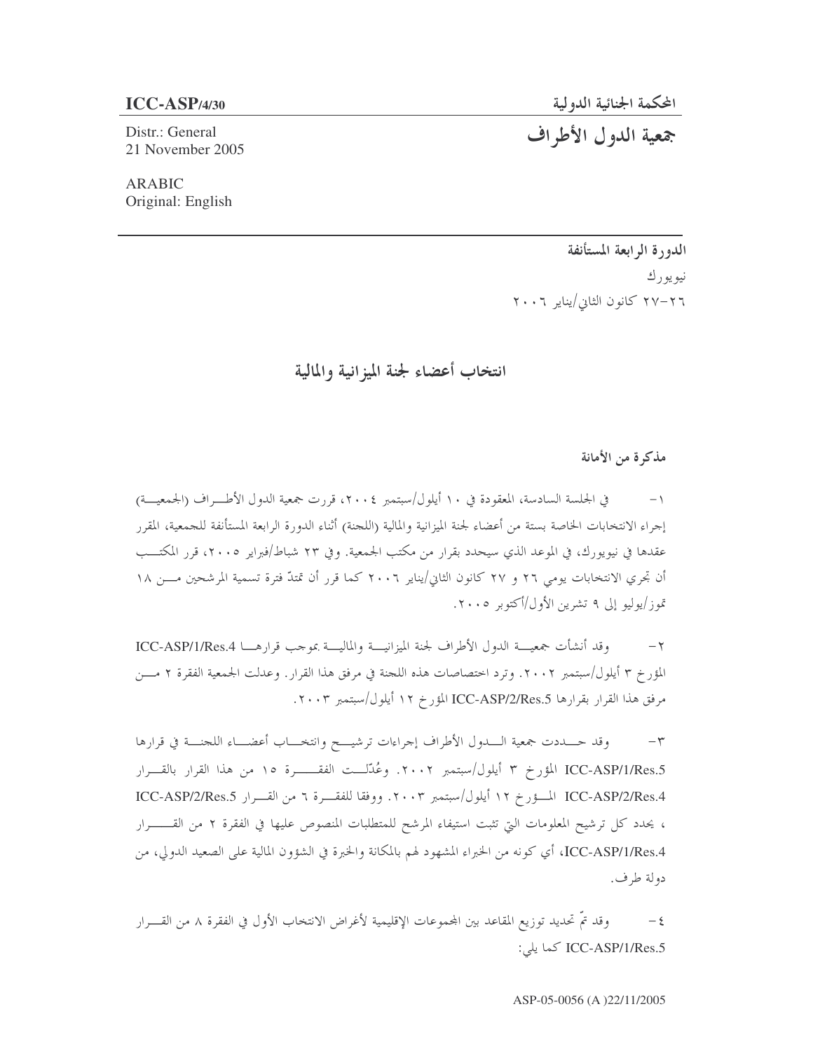**ICC-ASP/4/30**

Distr.: General
21 November 2005

ARABIC
Original: English

**المحكمة الجنائية الدولية**

# جمعية الدول الأطراف

---

**الدورة الرابعة المستأنفة**

نيويورك

٢٦-٢٧ كانون الثاني/يناير ٢٠٠٦

## انتخاب أعضاء لجنة الميزانية والمالية

### مذكرة من الأمانة

١- في الجلسة السادسة، المعقودة في ١٠ أيلول/سبتمبر ٢٠٠٤، قررت جمعية الدول الأطراف (الجمعية) إجراء الانتخابات الخاصة بستة من أعضاء لجنة الميزانية والمالية (اللجنة) أثناء الدورة الرابعة المستأنفة للجمعية، المقرر عقدها في نيويورك، في الموعد الذي سيحدد بقرار من مكتب الجمعية. وفي ٢٣ شباط/فبراير ٢٠٠٥، قرر المكتب أن تجري الانتخابات يومي ٢٦ و ٢٧ كانون الثاني/يناير ٢٠٠٦ كما قرر أن تمتدّ فترة تسمية المرشحين من ١٨ تموز/يوليو إلى ٩ تشرين الأول/أكتوبر ٢٠٠٥.

٢- وقد أنشأت جمعية الدول الأطراف لجنة الميزانية والمالية بموجب قرارها ICC-ASP/1/Res.4 المؤرخ ٣ أيلول/سبتمبر ٢٠٠٢. وترد اختصاصات هذه اللجنة في مرفق هذا القرار. وعدلت الجمعية الفقرة ٢ من مرفق هذا القرار بقرارها ICC-ASP/2/Res.5 المؤرخ ١٢ أيلول/سبتمبر ٢٠٠٣.

٣- وقد حددت جمعية الدول الأطراف إجراءات ترشيح وانتخاب أعضاء اللجنة في قرارها ICC-ASP/1/Res.5 المؤرخ ٣ أيلول/سبتمبر ٢٠٠٢. وعُدّلت الفقرة ١٥ من هذا القرار بالقرار ICC-ASP/2/Res.4 المؤرخ ١٢ أيلول/سبتمبر ٢٠٠٣. ووفقا للفقرة ٦ من القرار ICC-ASP/2/Res.5 ، يحدد كل ترشيح المعلومات التي تثبت استيفاء المرشح للمتطلبات المنصوص عليها في الفقرة ٢ من القرار ICC-ASP/1/Res.4، أي كونه من الخبراء المشهود لهم بالمكانة والخبرة في الشؤون المالية على الصعيد الدولي، من دولة طرف.

٤- وقد تمّ تحديد توزيع المقاعد بين المجموعات الإقليمية لأغراض الانتخاب الأول في الفقرة ٨ من القرار ICC-ASP/1/Res.5 كما يلي:

ASP-05-0056 (A )22/11/2005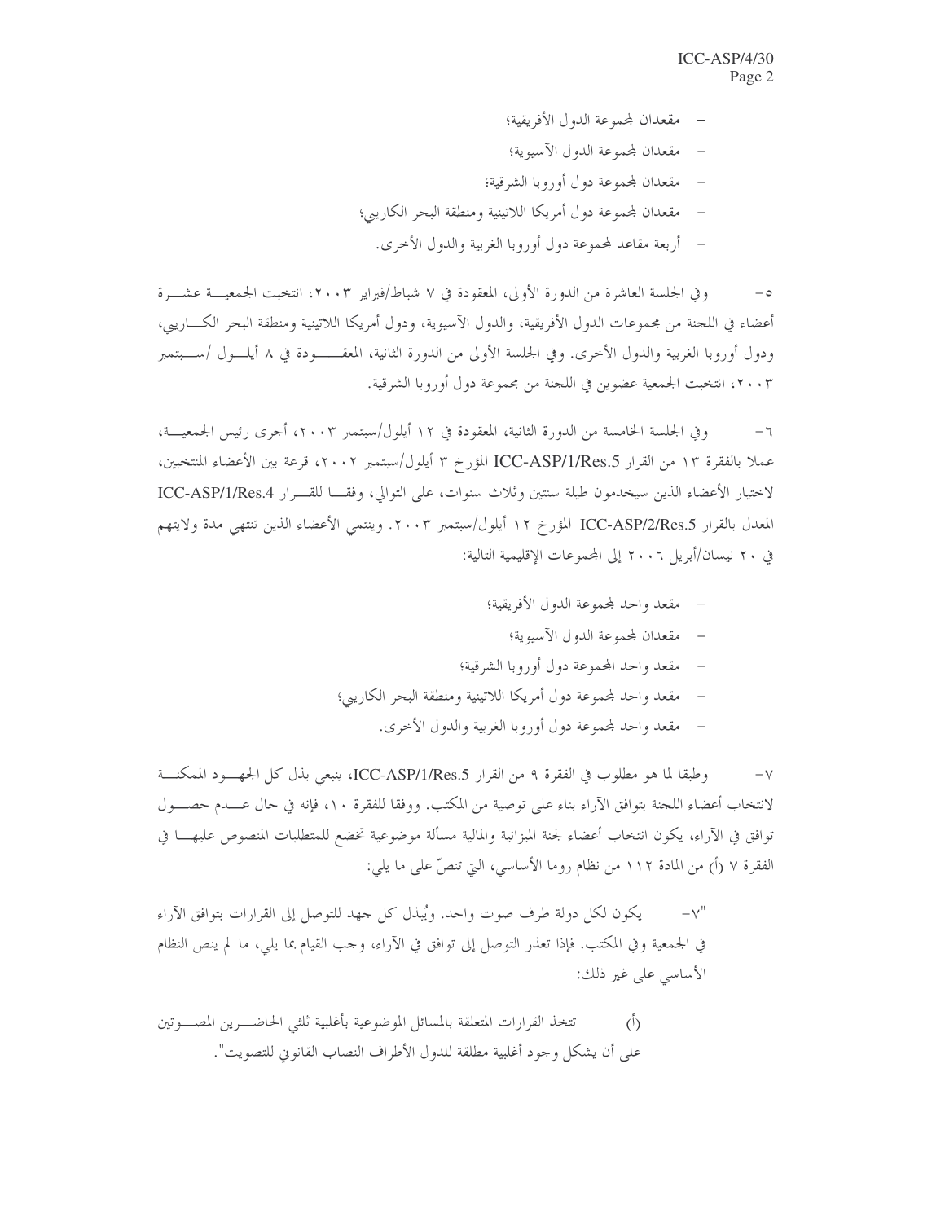- مقعدان لمجموعة الدول الأفريقية؛
- مقعدان لمجموعة الدول الآسيوية؛
- مقعدان لمجموعة دول أوروبا الشرقية؛
- مقعدان لمجموعة دول أمريكا اللاتينية ومنطقة البحر الكاريبي؛
- أربعة مقاعد لمجموعة دول أوروبا الغربية والدول الأخرى.

٥- وفي الجلسة العاشرة من الدورة الأولى، المعقودة في ٧ شباط/فبراير ٢٠٠٣، انتخبت الجمعية عشرة أعضاء في اللجنة من مجموعات الدول الأفريقية، والدول الآسيوية، ودول أمريكا اللاتينية ومنطقة البحر الكاريبي، ودول أوروبا الغربية والدول الأخرى. وفي الجلسة الأولى من الدورة الثانية، المعقودة في ٨ أيلول /سبتمبر ٢٠٠٣، انتخبت الجمعية عضوين في اللجنة من مجموعة دول أوروبا الشرقية.

٦- وفي الجلسة الخامسة من الدورة الثانية، المعقودة في ١٢ أيلول/سبتمبر ٢٠٠٣، أجرى رئيس الجمعية، عملا بالفقرة ١٣ من القرار ICC-ASP/1/Res.5 المؤرخ ٣ أيلول/سبتمبر ٢٠٠٢، قرعة بين الأعضاء المنتخبين، لاختيار الأعضاء الذين سيخدمون طيلة سنتين وثلاث سنوات، على التوالي، وفقـا للقـرار ICC-ASP/1/Res.4 المعدل بالقرار ICC-ASP/2/Res.5 المؤرخ ١٢ أيلول/سبتمبر ٢٠٠٣. وينتمي الأعضاء الذين تنتهي مدة ولايتهم في ٢٠ نيسان/أبريل ٢٠٠٦ إلى المجموعات الإقليمية التالية:

- مقعد واحد لمجموعة الدول الأفريقية؛
- مقعدان لمجموعة الدول الآسيوية؛
- مقعد واحد المجموعة دول أوروبا الشرقية؛
- مقعد واحد لمجموعة دول أمريكا اللاتينية ومنطقة البحر الكاريبي؛
- مقعد واحد لمجموعة دول أوروبا الغربية والدول الأخرى.

٧- وطبقا لما هو مطلوب في الفقرة ٩ من القرار ICC-ASP/1/Res.5، ينبغي بذل كل الجهود الممكنة لانتخاب أعضاء اللجنة بتوافق الآراء بناء على توصية من المكتب. ووفقا للفقرة ١٠، فإنه في حال عدم حصول توافق في الآراء، يكون انتخاب أعضاء لجنة الميزانية والمالية مسألة موضوعية تخضع للمتطلبات المنصوص عليها في الفقرة ٧ (أ) من المادة ١١٢ من نظام روما الأساسي، التي تنصّ على ما يلي:

"٧- يكون لكل دولة طرف صوت واحد. ويُبذل كل جهد للتوصل إلى القرارات بتوافق الآراء في الجمعية وفي المكتب. فإذا تعذر التوصل إلى توافق في الآراء، وجب القيام بما يلي، ما لم ينص النظام الأساسي على غير ذلك:

(أ) تتخذ القرارات المتعلقة بالمسائل الموضوعية بأغلبية ثلثي الحاضرين المصوتين على أن يشكل وجود أغلبية مطلقة للدول الأطراف النصاب القانوني للتصويت".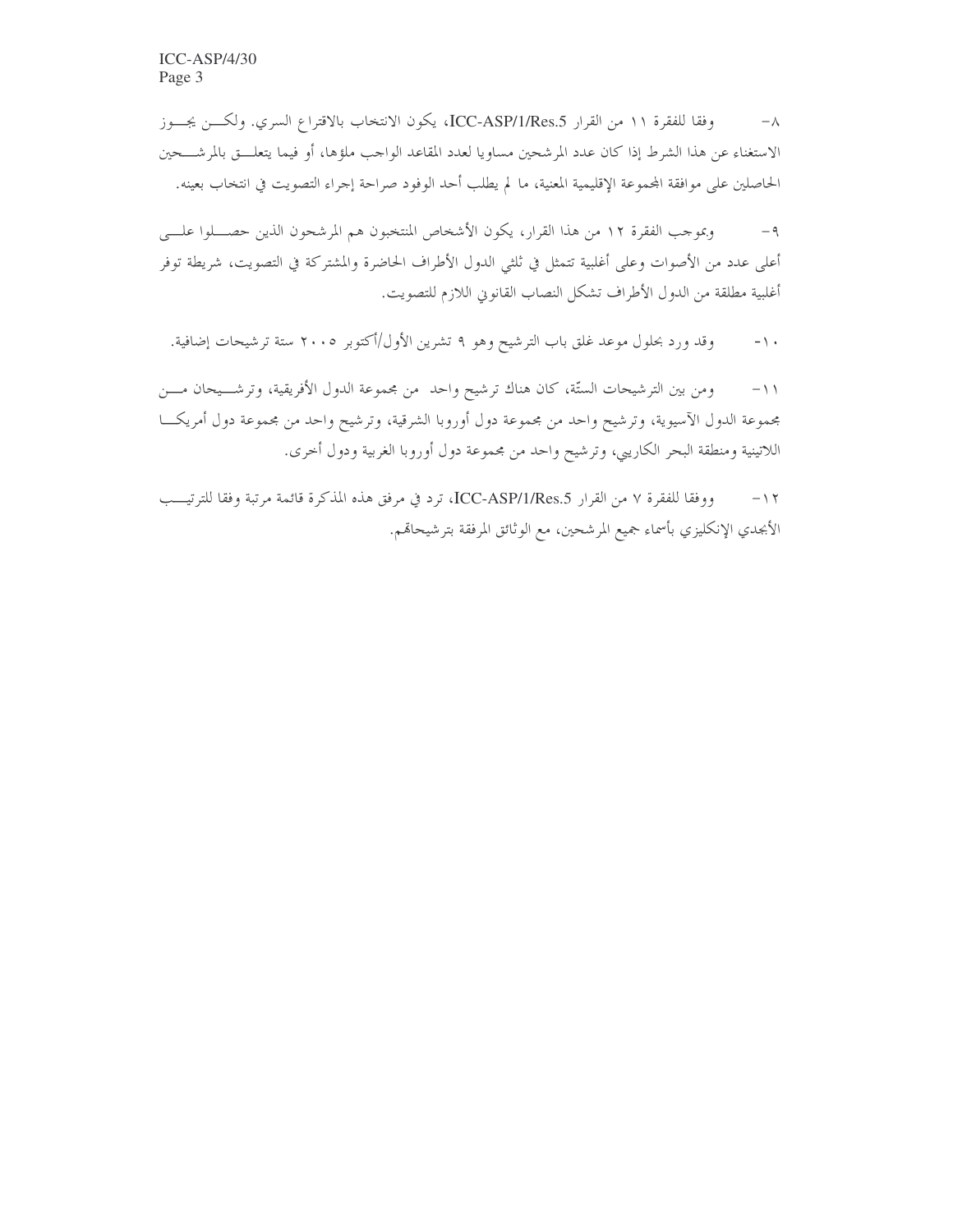٨- وفقا للفقرة ١١ من القرار ICC-ASP/1/Res.5، يكون الانتخاب بالاقتراع السري. ولكن يجوز الاستغناء عن هذا الشرط إذا كان عدد المرشحين مساويا لعدد المقاعد الواجب ملؤها، أو فيما يتعلق بالمرشحين الحاصلين على موافقة المجموعة الإقليمية المعنية، ما لم يطلب أحد الوفود صراحة إجراء التصويت في انتخاب بعينه.

٩- وبموجب الفقرة ١٢ من هذا القرار، يكون الأشخاص المنتخبون هم المرشحون الذين حصلوا على أعلى عدد من الأصوات وعلى أغلبية تتمثل في ثلثي الدول الأطراف الحاضرة والمشتركة في التصويت، شريطة توفر أغلبية مطلقة من الدول الأطراف تشكل النصاب القانوني اللازم للتصويت.

١٠- وقد ورد بحلول موعد غلق باب الترشيح وهو ٩ تشرين الأول/أكتوبر ٢٠٠٥ ستة ترشيحات إضافية.

١١- ومن بين الترشيحات الستّة، كان هناك ترشيح واحد من مجموعة الدول الأفريقية، وترشيحان من مجموعة الدول الآسيوية، وترشيح واحد من مجموعة دول أوروبا الشرقية، وترشيح واحد من مجموعة دول أمريكا اللاتينية ومنطقة البحر الكاريبي، وترشيح واحد من مجموعة دول أوروبا الغربية ودول أخرى.

١٢- ووفقا للفقرة ٧ من القرار ICC-ASP/1/Res.5، ترد في مرفق هذه المذكرة قائمة مرتبة وفقا للترتيب الأبجدي الإنكليزي بأسماء جميع المرشحين، مع الوثائق المرفقة بترشيحاتهم.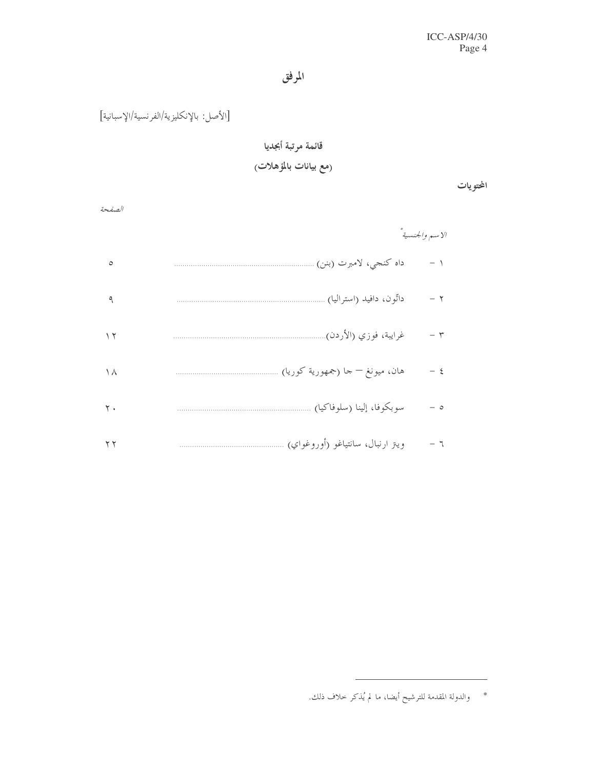# المرفق

[الأصل: بالإنكليزية/الفرنسية/الإسبانية]

## قائمة مرتبة أبجديا

## (مع بيانات بالمؤهلات)

**المحتويات**

| الاسم والجنسية* | الصفحة |
|---|---|
| ١ - داه كنجي، لامبرت (بنن) | ٥ |
| ٢ - داتّون، دافيد (استراليا) | ٩ |
| ٣ - غرايبة، فوزي (الأردن) | ١٢ |
| ٤ - هان، ميونغ – جا (جمهورية كوريا) | ١٨ |
| ٥ - سوبكوفا، إلينا (سلوفاكيا) | ٢٠ |
| ٦ - ويتز ارنبال، سانتياغو (أوروغواي) | ٢٢ |

* والدولة المقدمة للترشيح أيضا، ما لم يُذكر خلاف ذلك.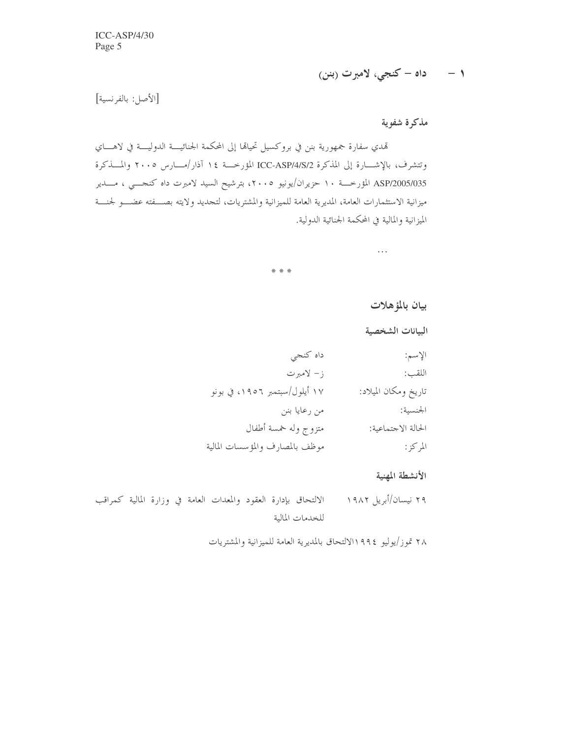## ١ – داه – كنجي، لامبرت (بنن)

[الأصل: بالفرنسية]

### مذكرة شفوية

تهدي سفارة جمهورية بنن في بروكسيل تحياتها إلى المحكمة الجنائية الدولية في لاهاي وتتشرف، بالإشارة إلى المذكرة ICC-ASP/4/S/2 المؤرخة ١٤ آذار/مارس ٢٠٠٥ والمذكرة ASP/2005/035 المؤرخة ١٠ حزيران/يونيو ٢٠٠٥، بترشيح السيد لامبرت داه كنجي ، مدير ميزانية الاستثمارات العامة، المديرية العامة للميزانية والمشتريات، لتجديد ولايته بصفته عضو لجنة الميزانية والمالية في المحكمة الجنائية الدولية.

...

\* \* \*

### بيان بالمؤهلات

#### البيانات الشخصية

| | |
|---|---|
| الإسم: | داه كنجي |
| اللقب: | ز– لامبرت |
| تاريخ ومكان الميلاد: | ١٧ أيلول/سبتمبر ١٩٥٦، في بونو |
| الجنسية: | من رعايا بنن |
| الحالة الاجتماعية: | متزوج وله خمسة أطفال |
| المركز: | موظف بالمصارف والمؤسسات المالية |

#### الأنشطة المهنية

٢٩ نيسان/أبريل ١٩٨٢ الالتحاق بإدارة العقود والمعدات العامة في وزارة المالية كمراقب للخدمات المالية

٢٨ تموز/يوليو ١٩٩٤ الالتحاق بالمديرية العامة للميزانية والمشتريات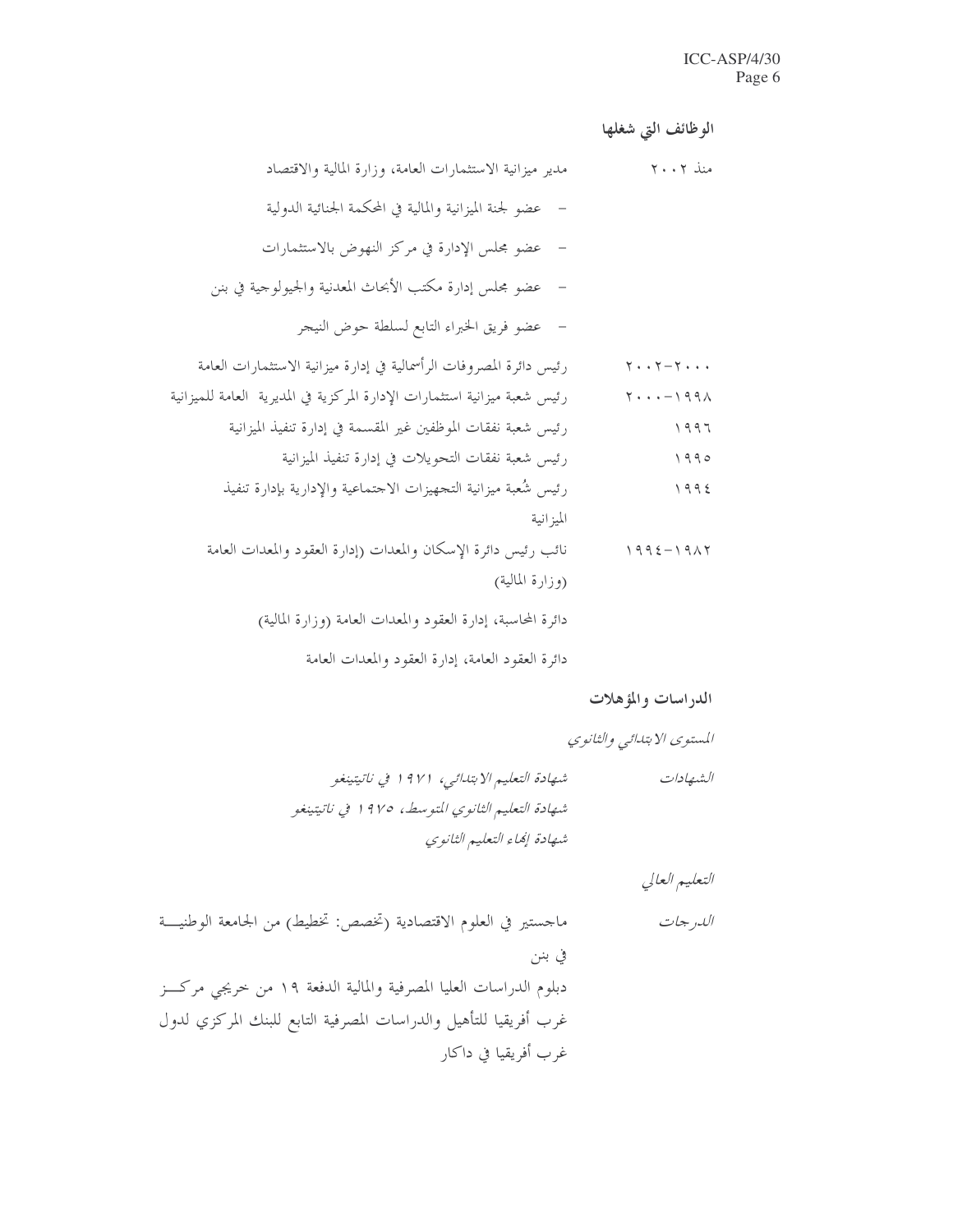**الوظائف التي شغلها**

| | |
|---|---|
| منذ ٢٠٠٢ | مدير ميزانية الاستثمارات العامة، وزارة المالية والاقتصاد |
| | – عضو لجنة الميزانية والمالية في المحكمة الجنائية الدولية |
| | – عضو مجلس الإدارة في مركز النهوض بالاستثمارات |
| | – عضو مجلس إدارة مكتب الأبحاث المعدنية والجيولوجية في بنن |
| | – عضو فريق الخبراء التابع لسلطة حوض النيجر |
| ٢٠٠٠–٢٠٠٢ | رئيس دائرة المصروفات الرأسمالية في إدارة ميزانية الاستثمارات العامة |
| ١٩٩٨–٢٠٠٠ | رئيس شعبة ميزانية استثمارات الإدارة المركزية في المديرية العامة للميزانية |
| ١٩٩٦ | رئيس شعبة نفقات الموظفين غير المقسمة في إدارة تنفيذ الميزانية |
| ١٩٩٥ | رئيس شعبة نفقات التحويلات في إدارة تنفيذ الميزانية |
| ١٩٩٤ | رئيس شُعبة ميزانية التجهيزات الاجتماعية والإدارية بإدارة تنفيذ الميزانية |
| ١٩٨٢–١٩٩٤ | نائب رئيس دائرة الإسكان والمعدات (إدارة العقود والمعدات العامة (وزارة المالية) |
| | دائرة المحاسبة، إدارة العقود والمعدات العامة (وزارة المالية) |
| | دائرة العقود العامة، إدارة العقود والمعدات العامة |

**الدراسات والمؤهلات**

*المستوى الابتدائي والثانوي*

| | |
|---|---|
| *الشهادات* | *شهادة التعليم الابتدائي، ١٩٧١ في ناتيتينغو* |
| | *شهادة التعليم الثانوي المتوسط، ١٩٧٥ في ناتيتينغو* |
| | *شهادة إنهاء التعليم الثانوي* |

*التعليم العالي*

| | |
|---|---|
| *الدرجات* | ماجستير في العلوم الاقتصادية (تخصص: تخطيط) من الجامعة الوطنية في بنن |
| | دبلوم الدراسات العليا المصرفية والمالية الدفعة ١٩ من خريجي مركز غرب أفريقيا للتأهيل والدراسات المصرفية التابع للبنك المركزي لدول غرب أفريقيا في داكار |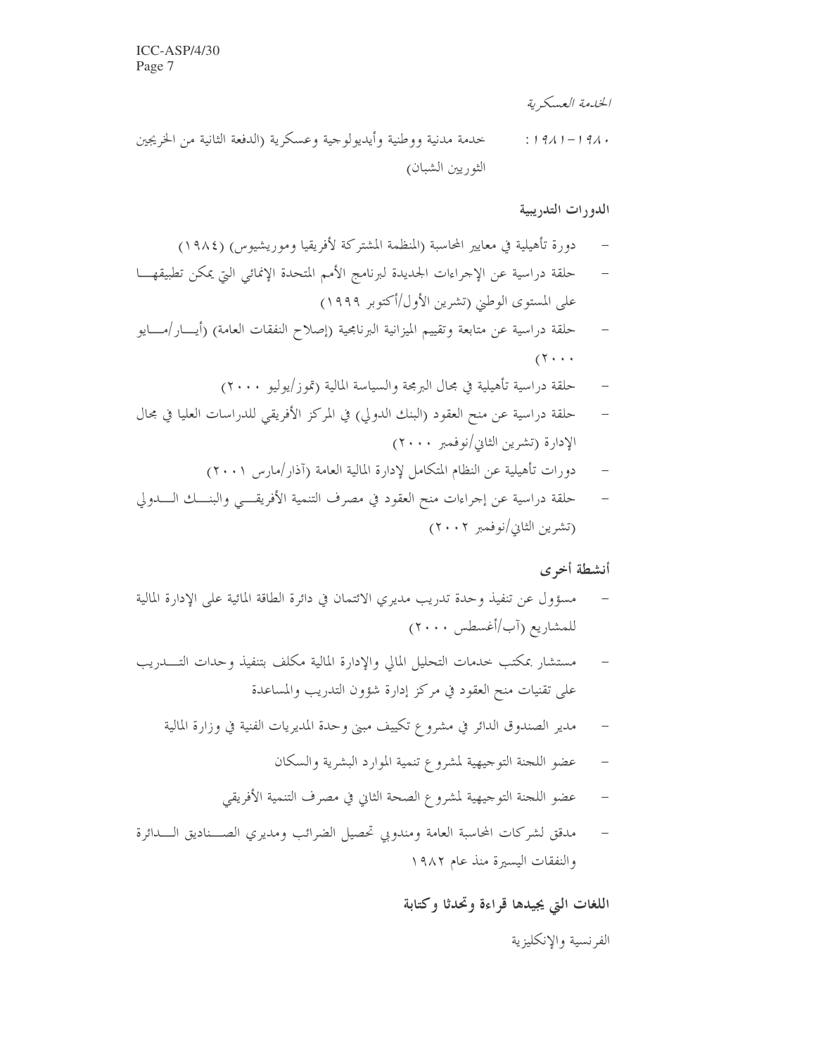*الخدمة العسكرية*

١٩٨٠-١٩٨١: خدمة مدنية ووطنية وأيديولوجية وعسكرية (الدفعة الثانية من الخريجين الثوريين الشبان)

**الدورات التدريبية**

- دورة تأهيلية في معايير المحاسبة (المنظمة المشتركة لأفريقيا وموريشيوس) (١٩٨٤)
- حلقة دراسية عن الإجراءات الجديدة لبرنامج الأمم المتحدة الإنمائي التي يمكن تطبيقها على المستوى الوطني (تشرين الأول/أكتوبر ١٩٩٩)
- حلقة دراسية عن متابعة وتقييم الميزانية البرنامجية (إصلاح النفقات العامة) (أيار/مايو ٢٠٠٠)
- حلقة دراسية تأهيلية في مجال البرمجة والسياسة المالية (تموز/يوليو ٢٠٠٠)
- حلقة دراسية عن منح العقود (البنك الدولي) في المركز الأفريقي للدراسات العليا في مجال الإدارة (تشرين الثاني/نوفمبر ٢٠٠٠)
- دورات تأهيلية عن النظام المتكامل لإدارة المالية العامة (آذار/مارس ٢٠٠١)
- حلقة دراسية عن إجراءات منح العقود في مصرف التنمية الأفريقي والبنك الدولي (تشرين الثاني/نوفمبر ٢٠٠٢)

**أنشطة أخرى**

- مسؤول عن تنفيذ وحدة تدريب مديري الائتمان في دائرة الطاقة المائية على الإدارة المالية للمشاريع (آب/أغسطس ٢٠٠٠)
- مستشار بمكتب خدمات التحليل المالي والإدارة المالية مكلف بتنفيذ وحدات التدريب على تقنيات منح العقود في مركز إدارة شؤون التدريب والمساعدة
- مدير الصندوق الدائر في مشروع تكييف مبنى وحدة المديريات الفنية في وزارة المالية
- عضو اللجنة التوجيهية لمشروع تنمية الموارد البشرية والسكان
- عضو اللجنة التوجيهية لمشروع الصحة الثاني في مصرف التنمية الأفريقي
- مدقق لشركات المحاسبة العامة ومندوبي تحصيل الضرائب ومديري الصناديق الدائرة والنفقات اليسيرة منذ عام ١٩٨٢

**اللغات التي يجيدها قراءة وتحدثا وكتابة**

الفرنسية والإنكليزية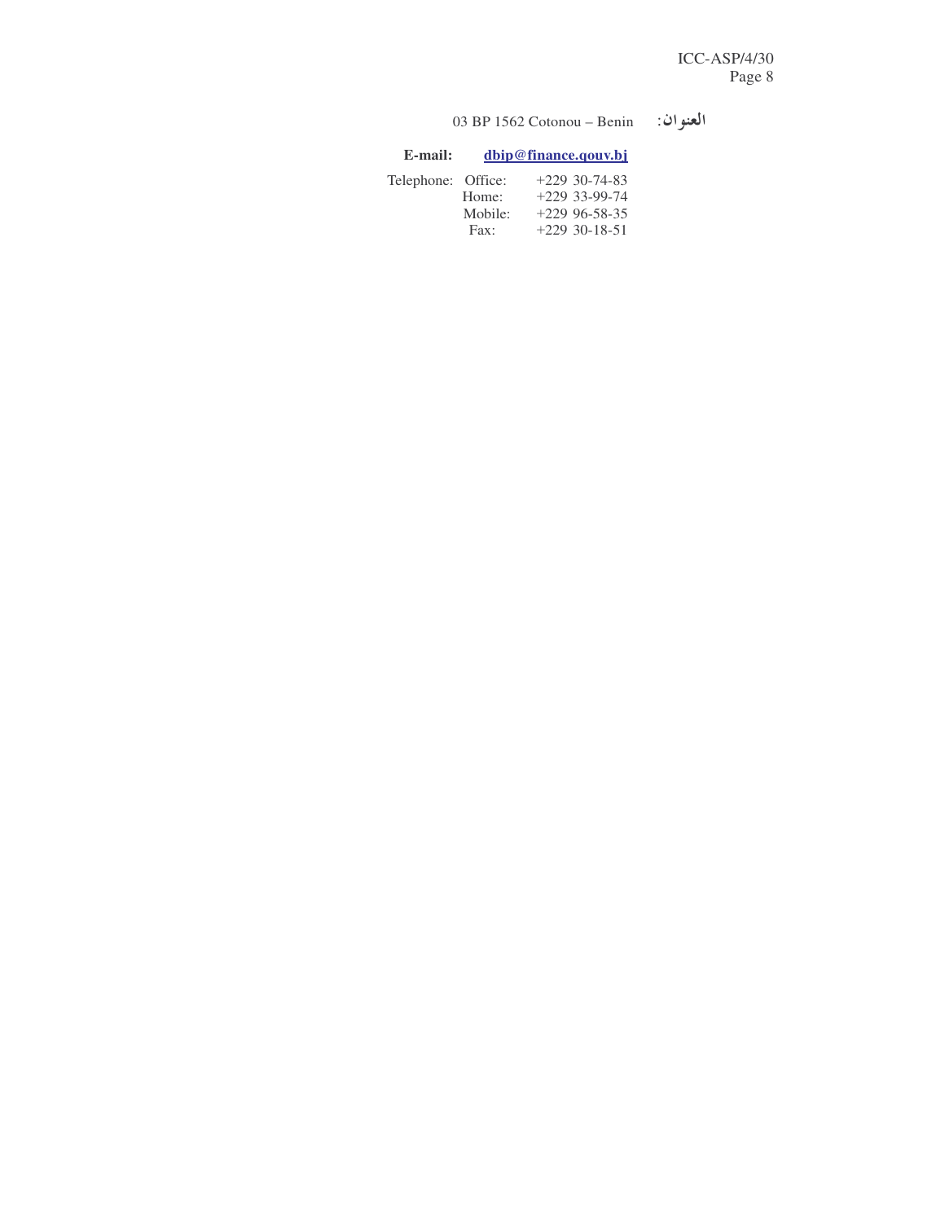العنوان: 03 BP 1562 Cotonou – Benin

**E-mail:** **dbip@finance.qouv.bj**

| | | |
|---|---|---|
| Telephone: | Office: | +229 30-74-83 |
| | Home: | +229 33-99-74 |
| | Mobile: | +229 96-58-35 |
| | Fax: | +229 30-18-51 |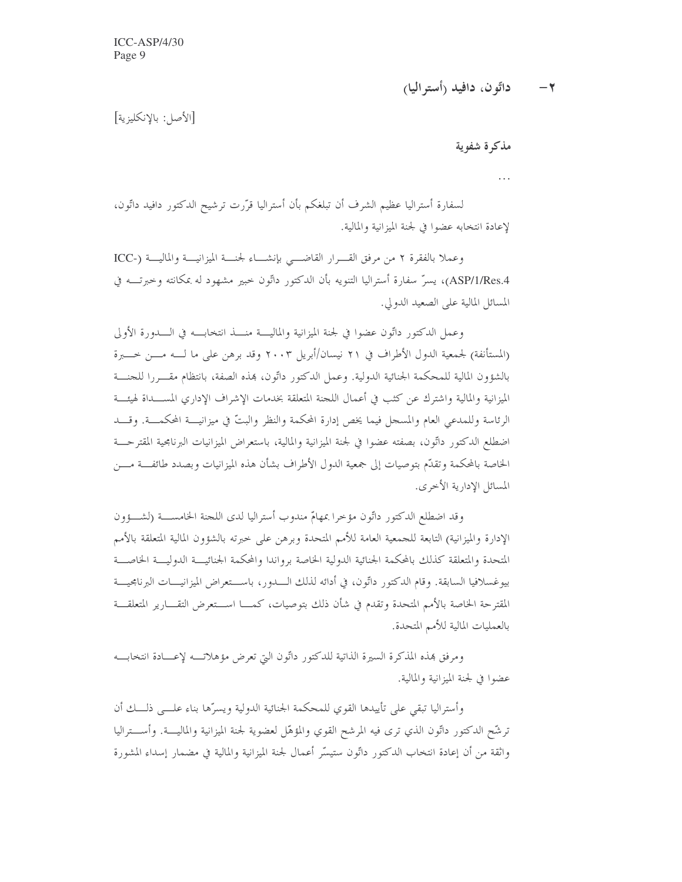## ٢- داتّون، دافيد (أستراليا)

[الأصل: بالإنكليزية]

**مذكرة شفوية**

...

لسفارة أستراليا عظيم الشرف أن تبلغكم بأن أستراليا قرّرت ترشيح الدكتور دافيد داتّون، لإعادة انتخابه عضوا في لجنة الميزانية والمالية.

وعملا بالفقرة ٢ من مرفق القرار القاضي بإنشاء لجنة الميزانية والمالية (ICC-ASP/1/Res.4)، يسرّ سفارة أستراليا التنويه بأن الدكتور داتّون خبير مشهود له بمكانته وخبرته في المسائل المالية على الصعيد الدولي.

وعمل الدكتور داتّون عضوا في لجنة الميزانية والمالية منذ انتخابه في الدورة الأولى (المستأنفة) لجمعية الدول الأطراف في ٢١ نيسان/أبريل ٢٠٠٣ وقد برهن على ما له من خبرة بالشؤون المالية للمحكمة الجنائية الدولية. وعمل الدكتور داتّون، بهذه الصفة، بانتظام مقررا للجنة الميزانية والمالية واشترك عن كثب في أعمال اللجنة المتعلقة بخدمات الإشراف الإداري المسداة لهيئة الرئاسة وللمدعي العام والمسجل فيما يخص إدارة المحكمة والنظر والبتّ في ميزانية المحكمة. وقد اضطلع الدكتور داتّون، بصفته عضوا في لجنة الميزانية والمالية، باستعراض الميزانيات البرنامجية المقترحة الخاصة بالمحكمة وتقدّم بتوصيات إلى جمعية الدول الأطراف بشأن هذه الميزانيات وبصدد طائفة من المسائل الإدارية الأخرى.

وقد اضطلع الدكتور داتّون مؤخرا بمهامّ مندوب أستراليا لدى اللجنة الخامسة (لشؤون الإدارة والميزانية) التابعة للجمعية العامة للأمم المتحدة وبرهن على خبرته بالشؤون المالية المتعلقة بالأمم المتحدة والمتعلقة كذلك بالمحكمة الجنائية الدولية الخاصة برواندا والمحكمة الجنائية الدولية الخاصة بيوغسلافيا السابقة. وقام الدكتور داتّون، في أدائه لذلك الدور، باستعراض الميزانيات البرنامجية المقترحة الخاصة بالأمم المتحدة وتقدم في شأن ذلك بتوصيات، كما استعرض التقارير المتعلقة بالعمليات المالية للأمم المتحدة.

ومرفق بهذه المذكرة السيرة الذاتية للدكتور داتّون التي تعرض مؤهلاته لإعادة انتخابه عضوا في لجنة الميزانية والمالية.

وأستراليا تبقي على تأييدها القوي للمحكمة الجنائية الدولية ويسرّها بناء على ذلك أن ترشّح الدكتور داتّون الذي ترى فيه المرشح القوي والمؤهّل لعضوية لجنة الميزانية والمالية. وأستراليا واثقة من أن إعادة انتخاب الدكتور داتّون ستيسّر أعمال لجنة الميزانية والمالية في مضمار إسداء المشورة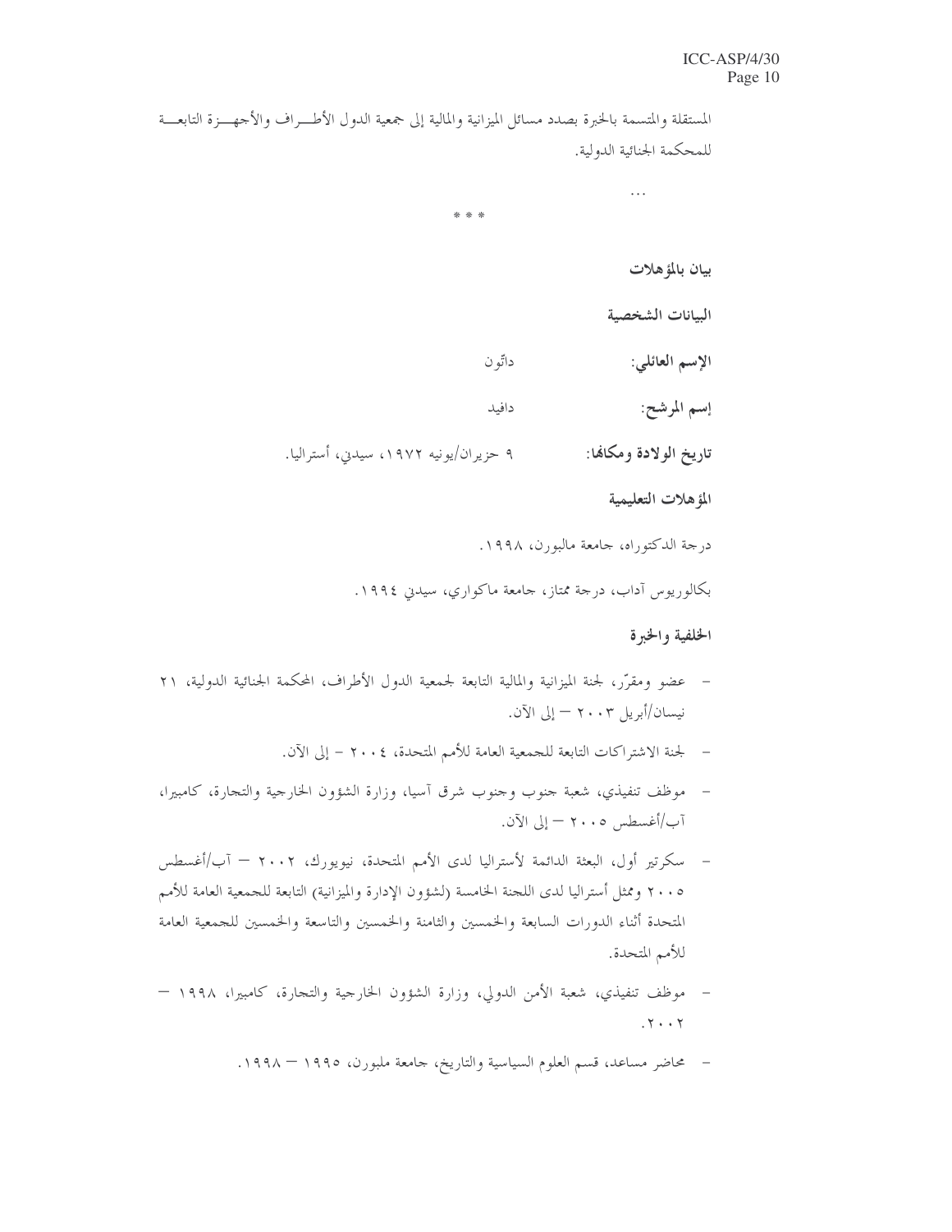المستقلة والمتسمة بالخبرة بصدد مسائل الميزانية والمالية إلى جمعية الدول الأطراف والأجهزة التابعة للمحكمة الجنائية الدولية.

...

* * *

**بيان بالمؤهلات**

**البيانات الشخصية**

**الإسم العائلي:** داتّون

**إسم المرشح:** دافيد

**تاريخ الولادة ومكانها:** ٩ حزيران/يونيه ١٩٧٢، سيدني، أستراليا.

**المؤهلات التعليمية**

درجة الدكتوراه، جامعة مالبورن، ١٩٩٨.

بكالوريوس آداب، درجة ممتاز، جامعة ماكواري، سيدني ١٩٩٤.

**الخلفية والخبرة**

- عضو ومقرّر، لجنة الميزانية والمالية التابعة لجمعية الدول الأطراف، المحكمة الجنائية الدولية، ٢١ نيسان/أبريل ٢٠٠٣ – إلى الآن.
- لجنة الاشتراكات التابعة للجمعية العامة للأمم المتحدة، ٢٠٠٤ – إلى الآن.
- موظف تنفيذي، شعبة جنوب وجنوب شرق آسيا، وزارة الشؤون الخارجية والتجارة، كامبيرا، آب/أغسطس ٢٠٠٥ – إلى الآن.
- سكرتير أول، البعثة الدائمة لأستراليا لدى الأمم المتحدة، نيويورك، ٢٠٠٢ – آب/أغسطس ٢٠٠٥ وممثل أستراليا لدى اللجنة الخامسة (لشؤون الإدارة والميزانية) التابعة للجمعية العامة للأمم المتحدة أثناء الدورات السابعة والخمسين والثامنة والخمسين والتاسعة والخمسين للجمعية العامة للأمم المتحدة.
- موظف تنفيذي، شعبة الأمن الدولي، وزارة الشؤون الخارجية والتجارة، كامبيرا، ١٩٩٨ – ٢٠٠٢.
- محاضر مساعد، قسم العلوم السياسية والتاريخ، جامعة ملبورن، ١٩٩٥ – ١٩٩٨.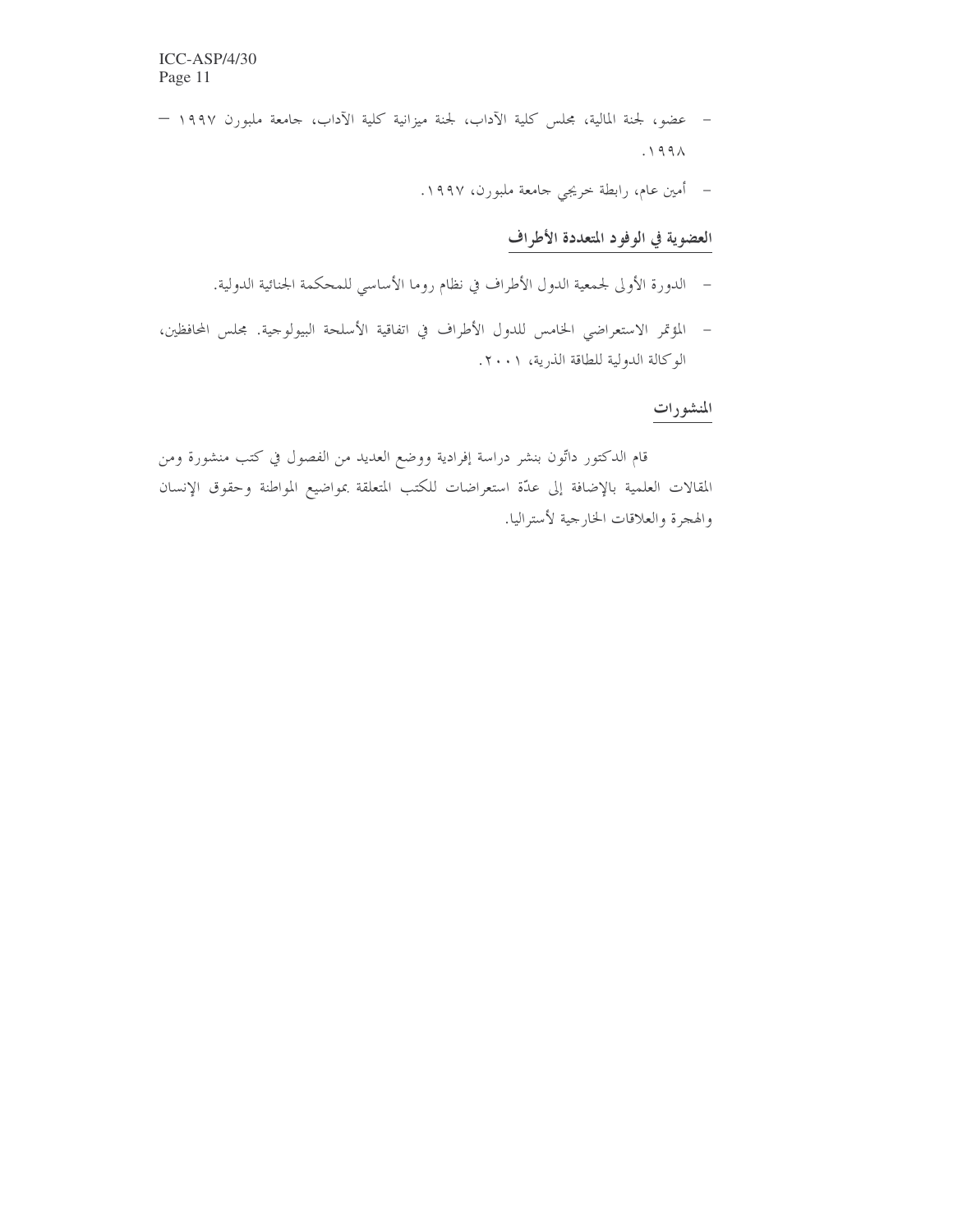- عضو، لجنة المالية، مجلس كلية الآداب، لجنة ميزانية كلية الآداب، جامعة ملبورن ١٩٩٧ — ١٩٩٨.
- أمين عام، رابطة خريجي جامعة ملبورن، ١٩٩٧.

## العضوية في الوفود المتعددة الأطراف

- الدورة الأولى لجمعية الدول الأطراف في نظام روما الأساسي للمحكمة الجنائية الدولية.
- المؤتمر الاستعراضي الخامس للدول الأطراف في اتفاقية الأسلحة البيولوجية. مجلس المحافظين، الوكالة الدولية للطاقة الذرية، ٢٠٠١.

## المنشورات

قام الدكتور داتّون بنشر دراسة إفرادية ووضع العديد من الفصول في كتب منشورة ومن المقالات العلمية بالإضافة إلى عدّة استعراضات للكتب المتعلقة بمواضيع المواطنة وحقوق الإنسان والهجرة والعلاقات الخارجية لأستراليا.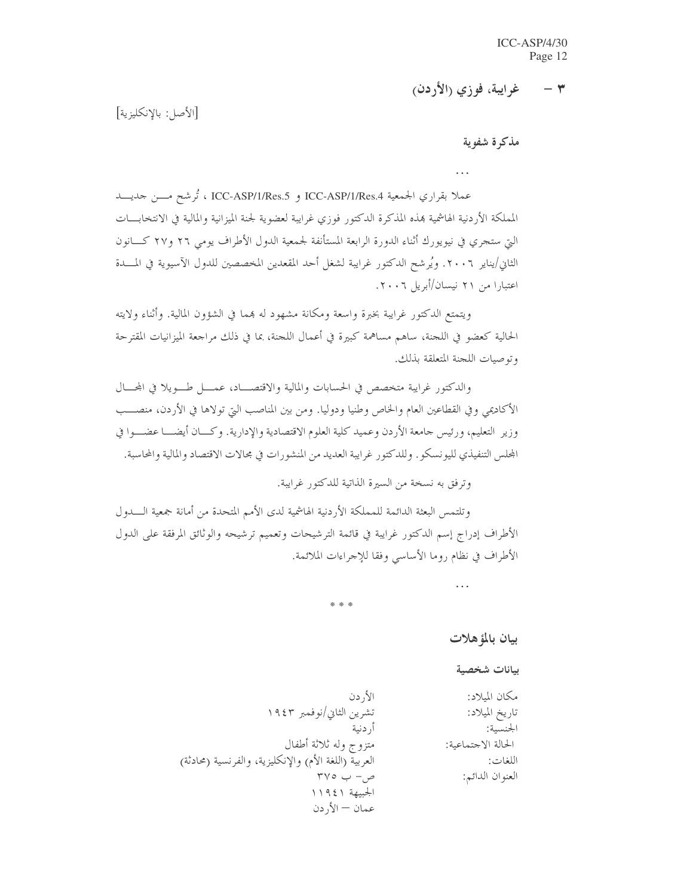## ٣ – غرايبة، فوزي (الأردن)

[الأصل: بالإنكليزية]

### مذكرة شفوية

...

عملا بقراري الجمعية ICC-ASP/1/Res.4 و ICC-ASP/1/Res.5 ، تُرشح من جديد المملكة الأردنية الهاشمية بهذه المذكرة الدكتور فوزي غرايبة لعضوية لجنة الميزانية والمالية في الانتخابات التي ستجري في نيويورك أثناء الدورة الرابعة المستأنفة لجمعية الدول الأطراف يومي ٢٦ و٢٧ كانون الثاني/يناير ٢٠٠٦. ويُرشح الدكتور غرايبة لشغل أحد المقعدين المخصصين للدول الآسيوية في المدة اعتبارا من ٢١ نيسان/أبريل ٢٠٠٦.

ويتمتع الدكتور غرايبة بخبرة واسعة ومكانة مشهود له بهما في الشؤون المالية. وأثناء ولايته الحالية كعضو في اللجنة، ساهم مساهمة كبيرة في أعمال اللجنة، بما في ذلك مراجعة الميزانيات المقترحة وتوصيات اللجنة المتعلقة بذلك.

والدكتور غرايبة متخصص في الحسابات والمالية والاقتصاد، عمل طويلا في المجال الأكاديمي وفي القطاعين العام والخاص وطنيا ودوليا. ومن بين المناصب التي تولاها في الأردن، منصب وزير التعليم، ورئيس جامعة الأردن وعميد كلية العلوم الاقتصادية والإدارية. وكان أيضا عضوا في المجلس التنفيذي لليونسكو. وللدكتور غرايبة العديد من المنشورات في مجالات الاقتصاد والمالية والمحاسبة.

وترفق به نسخة من السيرة الذاتية للدكتور غرايبة.

وتلتمس البعثة الدائمة للمملكة الأردنية الهاشمية لدى الأمم المتحدة من أمانة جمعية الدول الأطراف إدراج إسم الدكتور غرايبة في قائمة الترشيحات وتعميم ترشيحه والوثائق المرفقة على الدول الأطراف في نظام روما الأساسي وفقا للإجراءات الملائمة.

...

* * *

## بيان بالمؤهلات

### بيانات شخصية

مكان الميلاد: الأردن
تاريخ الميلاد: تشرين الثاني/نوفمبر ١٩٤٣
الجنسية: أردنية
الحالة الاجتماعية: متزوج وله ثلاثة أطفال
اللغات: العربية (اللغة الأم) والإنكليزية، والفرنسية (محادثة)
العنوان الدائم: ص- ب ٣٧٥
الجبيهة ١١٩٤١
عمان — الأردن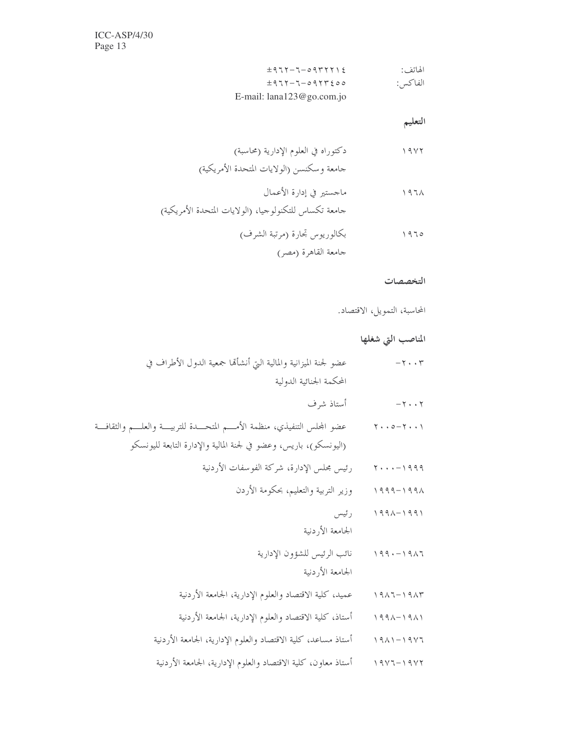الهاتف: ‎+٩٦٢-٦-٥٩٣٢٢١٤
الفاكس: ‎+٩٦٢-٦-٥٩٢٣٤٥٥
E-mail: lana123@go.com.jo

**التعليم**

١٩٧٢ دكتوراه في العلوم الإدارية (محاسبة)
جامعة وسكنسن (الولايات المتحدة الأمريكية)

١٩٦٨ ماجستير في إدارة الأعمال
جامعة تكساس للتكنولوجيا، (الولايات المتحدة الأمريكية)

١٩٦٥ بكالوريوس تجارة (مرتبة الشرف)
جامعة القاهرة (مصر)

**التخصصات**

المحاسبة، التمويل، الاقتصاد.

**المناصب التي شغلها**

٢٠٠٣- عضو لجنة الميزانية والمالية التي أنشأتها جمعية الدول الأطراف في المحكمة الجنائية الدولية

٢٠٠٢- أستاذ شرف

٢٠٠١-٢٠٠٥ عضو المجلس التنفيذي، منظمة الأمم المتحدة للتربية والعلم والثقافة (اليونسكو)، باريس، وعضو في لجنة المالية والإدارة التابعة لليونسكو

١٩٩٩-٢٠٠٠ رئيس مجلس الإدارة، شركة الفوسفات الأردنية

١٩٩٨-١٩٩٩ وزير التربية والتعليم، بحكومة الأردن

١٩٩١-١٩٩٨ رئيس
الجامعة الأردنية

١٩٨٦-١٩٩٠ نائب الرئيس للشؤون الإدارية
الجامعة الأردنية

١٩٨٣-١٩٨٦ عميد، كلية الاقتصاد والعلوم الإدارية، الجامعة الأردنية

١٩٨١-١٩٩٨ أستاذ، كلية الاقتصاد والعلوم الإدارية، الجامعة الأردنية

١٩٧٦-١٩٨١ أستاذ مساعد، كلية الاقتصاد والعلوم الإدارية، الجامعة الأردنية

١٩٧٢-١٩٧٦ أستاذ معاون، كلية الاقتصاد والعلوم الإدارية، الجامعة الأردنية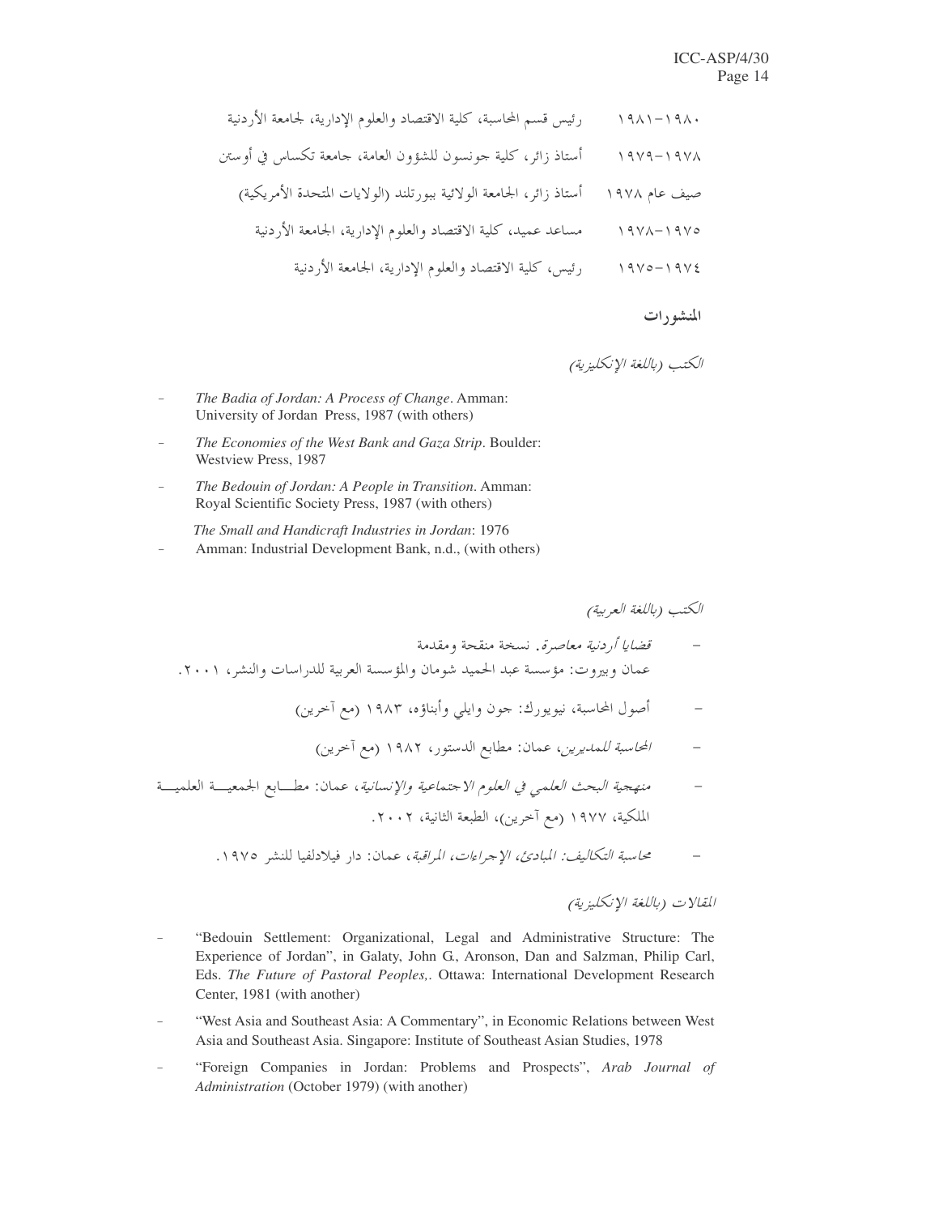١٩٨٠-١٩٨١ رئيس قسم المحاسبة، كلية الاقتصاد والعلوم الإدارية، لجامعة الأردنية

١٩٧٨-١٩٧٩ أستاذ زائر، كلية جونسون للشؤون العامة، جامعة تكساس في أوستن

صيف عام ١٩٧٨ أستاذ زائر، الجامعة الولائية ببورتلند (الولايات المتحدة الأمريكية)

١٩٧٥-١٩٧٨ مساعد عميد، كلية الاقتصاد والعلوم الإدارية، الجامعة الأردنية

١٩٧٤-١٩٧٥ رئيس، كلية الاقتصاد والعلوم الإدارية، الجامعة الأردنية

**المنشورات**

*الكتب (باللغة الإنكليزية)*

- *The Badia of Jordan: A Process of Change*. Amman: University of Jordan Press, 1987 (with others)
- *The Economies of the West Bank and Gaza Strip*. Boulder: Westview Press, 1987
- *The Bedouin of Jordan: A People in Transition*. Amman: Royal Scientific Society Press, 1987 (with others)
- *The Small and Handicraft Industries in Jordan*: 1976 Amman: Industrial Development Bank, n.d., (with others)

*الكتب (باللغة العربية)*

- *قضايا أردنية معاصرة*. نسخة منقحة ومقدمة عمان وبيروت: مؤسسة عبد الحميد شومان والمؤسسة العربية للدراسات والنشر، ٢٠٠١.
- أصول المحاسبة، نيويورك: جون وايلي وأبناؤه، ١٩٨٣ (مع آخرين)
- *المحاسبة للمديرين*، عمان: مطابع الدستور، ١٩٨٢ (مع آخرين)
- *منهجية البحث العلمي في العلوم الاجتماعية والإنسانية*، عمان: مطابع الجمعية العلمية الملكية، ١٩٧٧ (مع آخرين)، الطبعة الثانية، ٢٠٠٢.
- *محاسبة التكاليف: المبادئ، الإجراءات، المراقبة*، عمان: دار فيلادلفيا للنشر ١٩٧٥.

*المقالات (باللغة الإنكليزية)*

- "Bedouin Settlement: Organizational, Legal and Administrative Structure: The Experience of Jordan", in Galaty, John G., Aronson, Dan and Salzman, Philip Carl, Eds. *The Future of Pastoral Peoples,*. Ottawa: International Development Research Center, 1981 (with another)
- "West Asia and Southeast Asia: A Commentary", in Economic Relations between West Asia and Southeast Asia. Singapore: Institute of Southeast Asian Studies, 1978
- "Foreign Companies in Jordan: Problems and Prospects", *Arab Journal of Administration* (October 1979) (with another)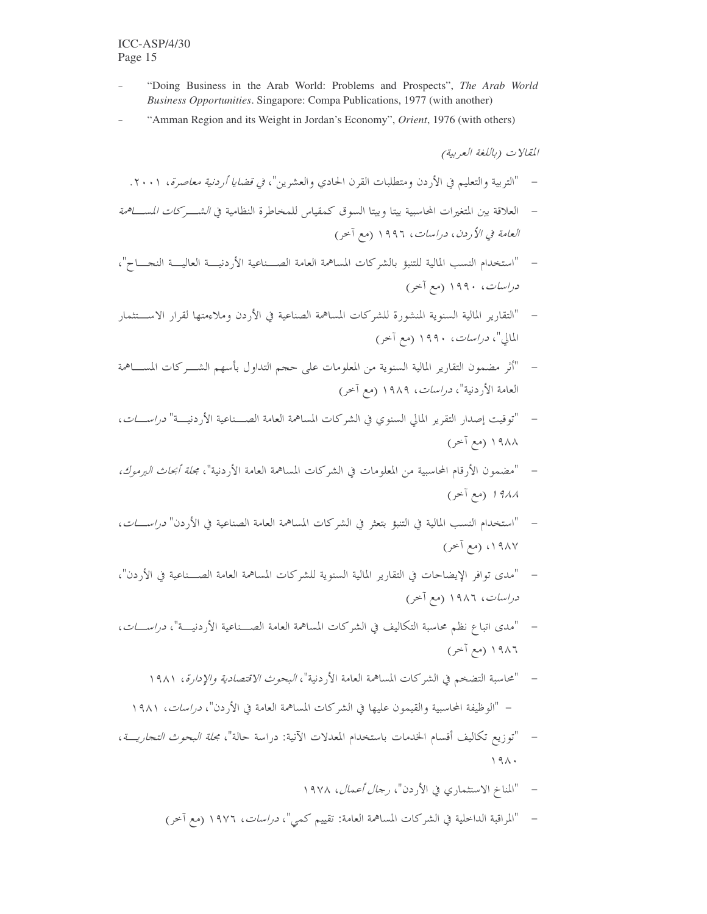- "Doing Business in the Arab World: Problems and Prospects", *The Arab World Business Opportunities*. Singapore: Compa Publications, 1977 (with another)
- "Amman Region and its Weight in Jordan's Economy", *Orient*, 1976 (with others)

*المقالات (باللغة العربية)*

- "التربية والتعليم في الأردن ومتطلبات القرن الحادي والعشرين"، *في قضايا أردنية معاصرة*، ٢٠٠١.
- العلاقة بين المتغيرات المحاسبية بيتا وبيتا السوق كمقياس للمخاطرة النظامية في *الشركات المساهمة العامة في الأردن*، *دراسات*، ١٩٩٦ (مع آخر)
- "استخدام النسب المالية للتنبؤ بالشركات المساهمة العامة الصناعية الأردنية العالية النجاح"، *دراسات*، ١٩٩٠ (مع آخر)
- "التقارير المالية السنوية المنشورة للشركات المساهمة الصناعية في الأردن وملاءمتها لقرار الاستثمار المالي"، *دراسات*، ١٩٩٠ (مع آخر)
- "أثر مضمون التقارير المالية السنوية من المعلومات على حجم التداول بأسهم الشركات المساهمة العامة الأردنية"، *دراسات*، ١٩٨٩ (مع آخر)
- "توقيت إصدار التقرير المالي السنوي في الشركات المساهمة العامة الصناعية الأردنية" *دراسات*، ١٩٨٨ (مع آخر)
- "مضمون الأرقام المحاسبية من المعلومات في الشركات المساهمة العامة الأردنية"، *مجلة أبحاث اليرموك*، *١٩٨٨* (مع آخر)
- "استخدام النسب المالية في التنبؤ بتعثر في الشركات المساهمة العامة الصناعية في الأردن" *دراسات*، ١٩٨٧، (مع آخر)
- "مدى توافر الإيضاحات في التقارير المالية السنوية للشركات المساهمة العامة الصناعية في الأردن"، *دراسات*، ١٩٨٦ (مع آخر)
- "مدى اتباع نظم محاسبة التكاليف في الشركات المساهمة العامة الصناعية الأردنية"، *دراسات*، ١٩٨٦ (مع آخر)
- "محاسبة التضخم في الشركات المساهمة العامة الأردنية"، *البحوث الاقتصادية والإدارة*، ١٩٨١
- "الوظيفة المحاسبية والقيمون عليها في الشركات المساهمة العامة في الأردن"، *دراسات*، ١٩٨١
- "توزيع تكاليف أقسام الخدمات باستخدام المعدلات الآنية: دراسة حالة"، *مجلة البحوث التجارية*، ١٩٨٠
- "المناخ الاستثماري في الأردن"، *رجال أعمال*، ١٩٧٨
- "المراقبة الداخلية في الشركات المساهمة العامة: تقييم كمي"، *دراسات*، ١٩٧٦ (مع آخر)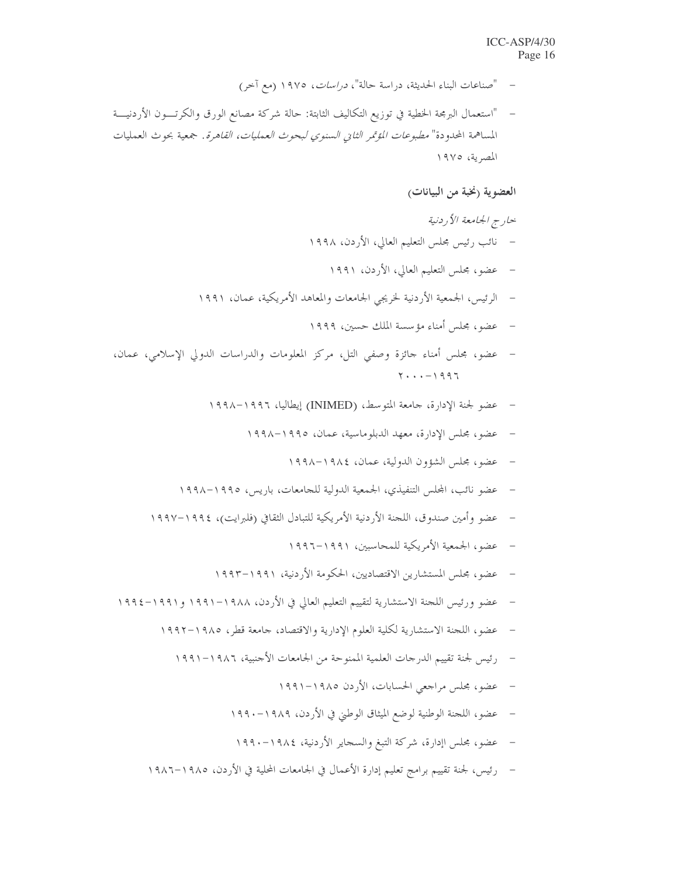- "صناعات البناء الحديثة، دراسة حالة"، *دراسات*، ١٩٧٥ (مع آخر)
- "استعمال البرمجة الخطية في توزيع التكاليف الثابتة: حالة شركة مصانع الورق والكرتون الأردنية المساهمة المحدودة" *مطبوعات المؤتمر الثاني السنوي لبحوث العمليات، القاهرة*. جمعية بحوث العمليات المصرية، ١٩٧٥

**العضوية (نخبة من البيانات)**

*خارج الجامعة الأردنية*

- نائب رئيس مجلس التعليم العالي، الأردن، ١٩٩٨
- عضو، مجلس التعليم العالي، الأردن، ١٩٩١
- الرئيس، الجمعية الأردنية لخريجي الجامعات والمعاهد الأمريكية، عمان، ١٩٩١
- عضو، مجلس أمناء مؤسسة الملك حسين، ١٩٩٩
- عضو، مجلس أمناء جائزة وصفي التل، مركز المعلومات والدراسات الدولي الإسلامي، عمان، ١٩٩٦-٢٠٠٠
- عضو لجنة الإدارة، جامعة المتوسط، (INIMED) إيطاليا، ١٩٩٦-١٩٩٨
- عضو، مجلس الإدارة، معهد الدبلوماسية، عمان، ١٩٩٥-١٩٩٨
- عضو، مجلس الشؤون الدولية، عمان، ١٩٨٤-١٩٩٨
- عضو نائب، المجلس التنفيذي، الجمعية الدولية للجامعات، باريس، ١٩٩٥-١٩٩٨
- عضو وأمين صندوق، اللجنة الأردنية الأمريكية للتبادل الثقافي (فلبرايت)، ١٩٩٤-١٩٩٧
- عضو، الجمعية الأمريكية للمحاسبين، ١٩٩١-١٩٩٦
- عضو، مجلس المستشارين الاقتصاديين، الحكومة الأردنية، ١٩٩١-١٩٩٣
- عضو ورئيس اللجنة الاستشارية لتقييم التعليم العالي في الأردن، ١٩٨٨-١٩٩١ و١٩٩١-١٩٩٤
- عضو، اللجنة الاستشارية لكلية العلوم الإدارية والاقتصاد، جامعة قطر، ١٩٨٥-١٩٩٢
- رئيس لجنة تقييم الدرجات العلمية الممنوحة من الجامعات الأجنبية، ١٩٨٦-١٩٩١
- عضو، مجلس مراجعي الحسابات، الأردن ١٩٨٥-١٩٩١
- عضو، اللجنة الوطنية لوضع الميثاق الوطني في الأردن، ١٩٨٩-١٩٩٠
- عضو، مجلس إدارة، شركة التبغ والسجاير الأردنية، ١٩٨٤-١٩٩٠
- رئيس، لجنة تقييم برامج تعليم إدارة الأعمال في الجامعات المحلية في الأردن، ١٩٨٥-١٩٨٦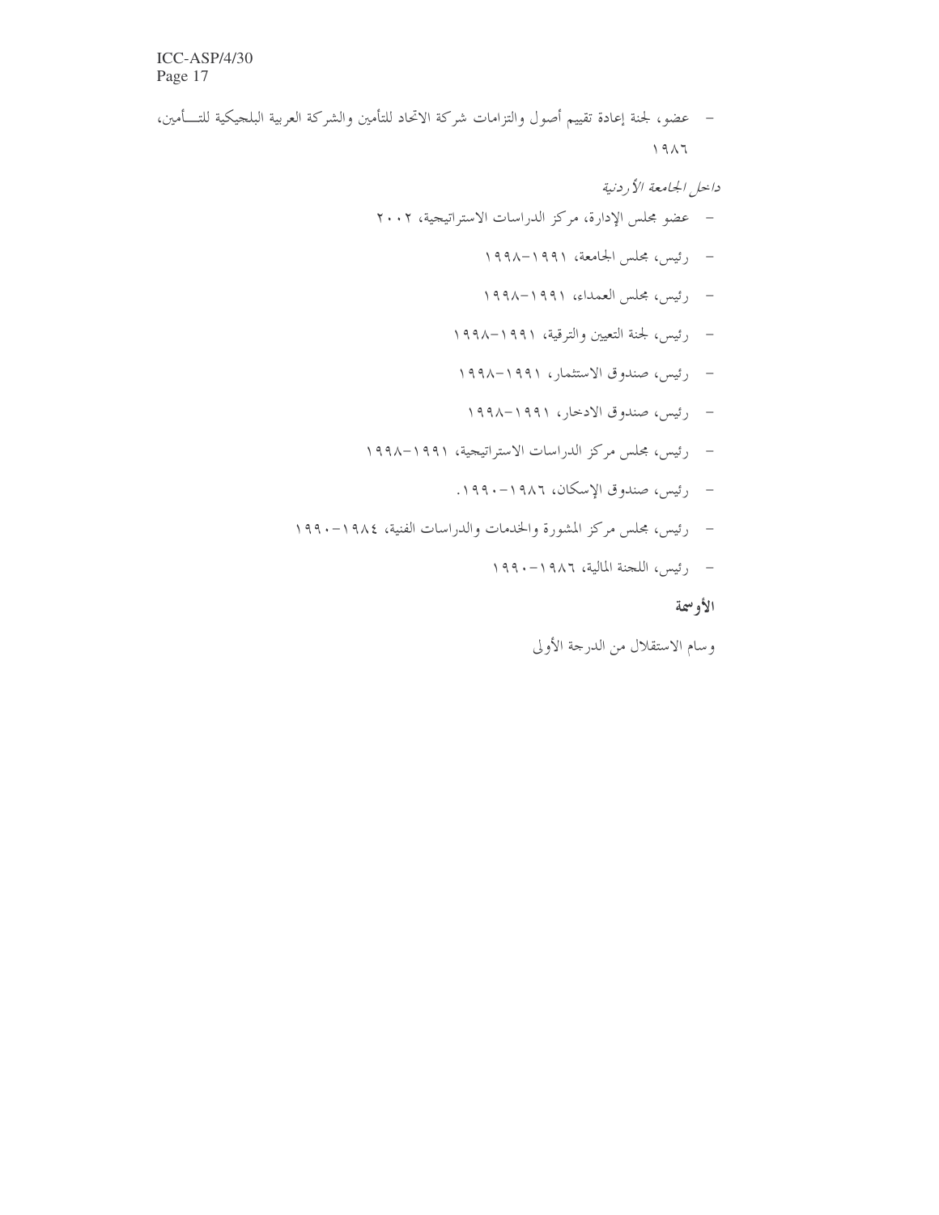- عضو، لجنة إعادة تقييم أصول والتزامات شركة الاتحاد للتأمين والشركة العربية البلجيكية للتـــأمين، ١٩٨٦

*داخل الجامعة الأردنية*

- عضو مجلس الإدارة، مركز الدراسات الاستراتيجية، ٢٠٠٢
- رئيس، مجلس الجامعة، ١٩٩١-١٩٩٨
- رئيس، مجلس العمداء، ١٩٩١-١٩٩٨
- رئيس، لجنة التعيين والترقية، ١٩٩١-١٩٩٨
- رئيس، صندوق الاستثمار، ١٩٩١-١٩٩٨
- رئيس، صندوق الادخار، ١٩٩١-١٩٩٨
- رئيس، مجلس مركز الدراسات الاستراتيجية، ١٩٩١-١٩٩٨
- رئيس، صندوق الإسكان، ١٩٨٦-١٩٩٠.
- رئيس، مجلس مركز المشورة والخدمات والدراسات الفنية، ١٩٨٤-١٩٩٠
- رئيس، اللجنة المالية، ١٩٨٦-١٩٩٠

**الأوسمة**

وسام الاستقلال من الدرجة الأولى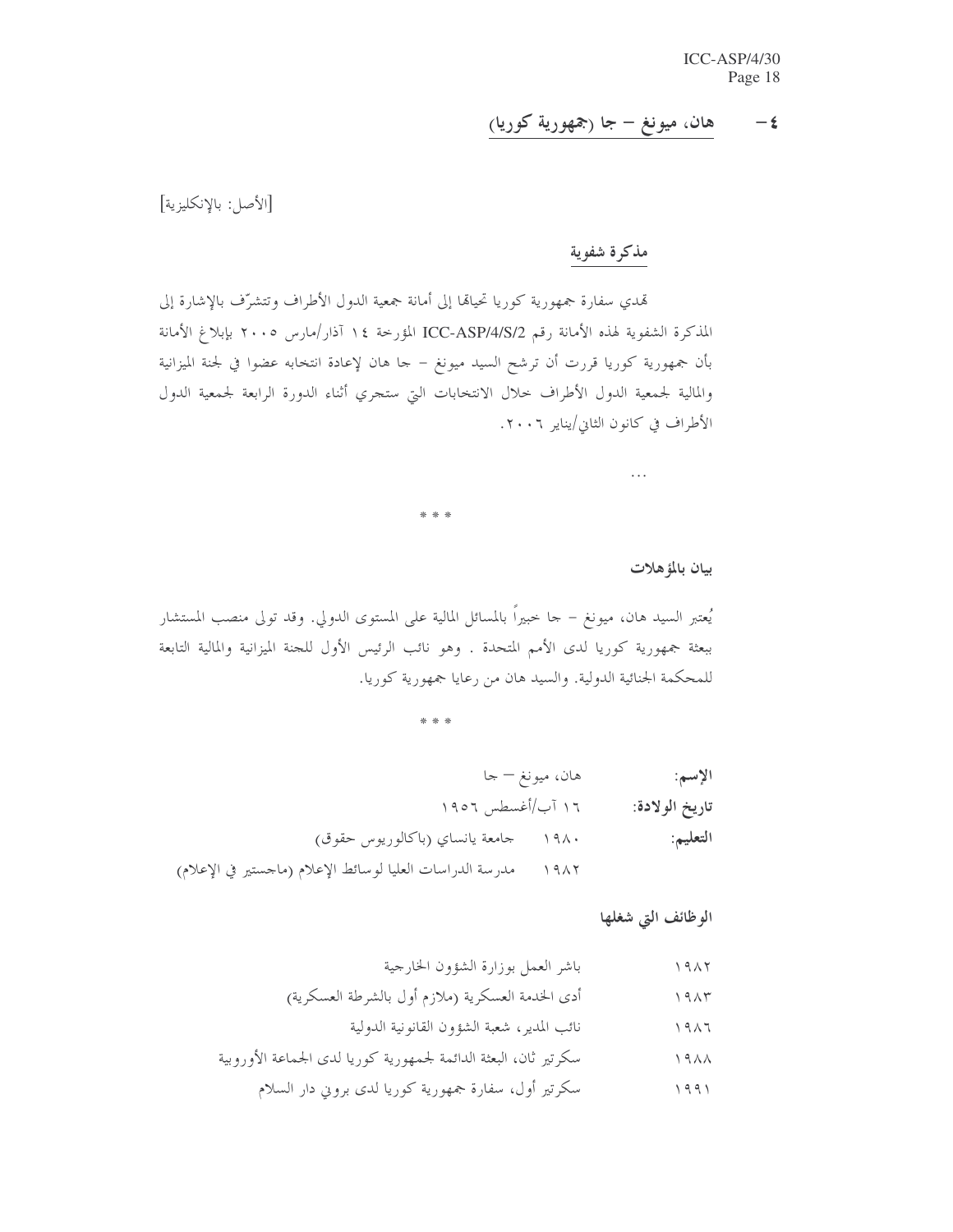## ٤ - هان، ميونغ – جا (جمهورية كوريا)

[الأصل: بالإنكليزية]

### مذكرة شفوية

تهدي سفارة جمهورية كوريا تحياتها إلى أمانة جمعية الدول الأطراف وتتشرّف بالإشارة إلى المذكرة الشفوية لهذه الأمانة رقم ICC-ASP/4/S/2 المؤرخة ١٤ آذار/مارس ٢٠٠٥ بإبلاغ الأمانة بأن جمهورية كوريا قررت أن ترشح السيد ميونغ – جا هان لإعادة انتخابه عضوا في لجنة الميزانية والمالية لجمعية الدول الأطراف خلال الانتخابات التي ستجري أثناء الدورة الرابعة لجمعية الدول الأطراف في كانون الثاني/يناير ٢٠٠٦.

...

\* \* \*

### بيان بالمؤهلات

يُعتبر السيد هان، ميونغ – جا خبيراً بالمسائل المالية على المستوى الدولي. وقد تولى منصب المستشار ببعثة جمهورية كوريا لدى الأمم المتحدة . وهو نائب الرئيس الأول للجنة الميزانية والمالية التابعة للمحكمة الجنائية الدولية. والسيد هان من رعايا جمهورية كوريا.

\* \* \*

**الإسم:** هان، ميونغ – جا

**تاريخ الولادة:** ١٦ آب/أغسطس ١٩٥٦

**التعليم:**
١٩٨٠ جامعة يانساي (باكالوريوس حقوق)
١٩٨٢ مدرسة الدراسات العليا لوسائط الإعلام (ماجستير في الإعلام)

**الوظائف التي شغلها**

| | |
|---|---|
| ١٩٨٢ | باشر العمل بوزارة الشؤون الخارجية |
| ١٩٨٣ | أدى الخدمة العسكرية (ملازم أول بالشرطة العسكرية) |
| ١٩٨٦ | نائب المدير، شعبة الشؤون القانونية الدولية |
| ١٩٨٨ | سكرتير ثان، البعثة الدائمة لجمهورية كوريا لدى الجماعة الأوروبية |
| ١٩٩١ | سكرتير أول، سفارة جمهورية كوريا لدى بروني دار السلام |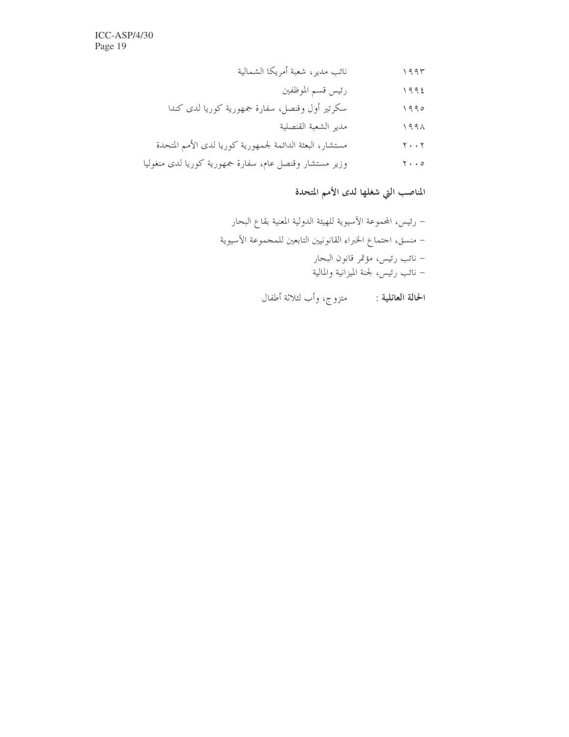| | |
|---|---|
| ١٩٩٣ | نائب مدير، شعبة أمريكا الشمالية |
| ١٩٩٤ | رئيس قسم الموظفين |
| ١٩٩٥ | سكرتير أول وقنصل، سفارة جمهورية كوريا لدى كندا |
| ١٩٩٨ | مدير الشعبة القنصلية |
| ٢٠٠٢ | مستشار، البعثة الدائمة لجمهورية كوريا لدى الأمم المتحدة |
| ٢٠٠٥ | وزير مستشار وقنصل عام، سفارة جمهورية كوريا لدى منغوليا |

### المناصب التي شغلها لدى الأمم المتحدة

- رئيس، المجموعة الآسيوية للهيئة الدولية المعنية بقاع البحار
- منسق، اجتماع الخبراء القانونيين التابعين للمجموعة الآسيوية
- نائب رئيس، مؤتمر قانون البحار
- نائب رئيس، لجنة الميزانية والمالية

**الحالة العائلية :** متزوج، وأب لثلاثة أطفال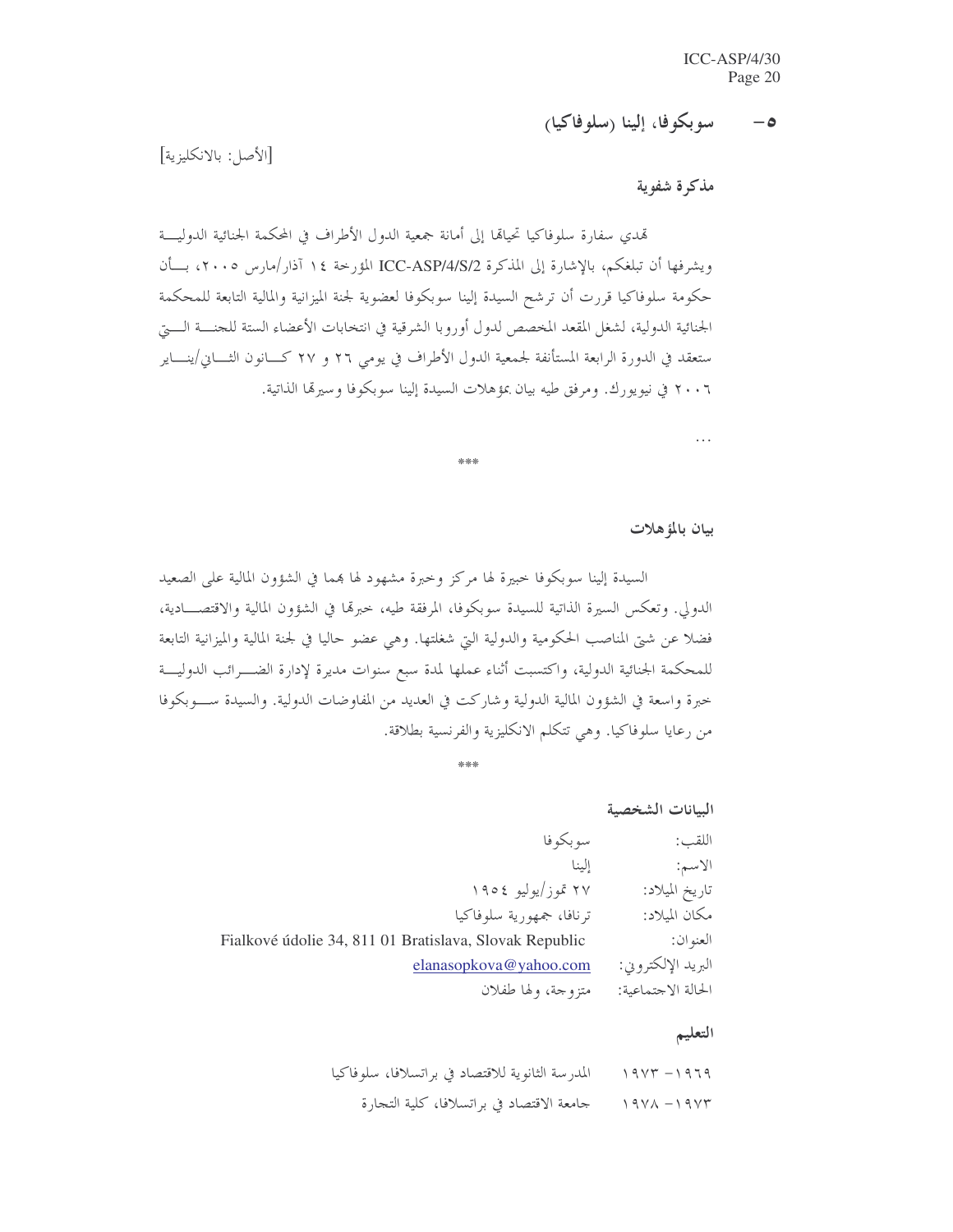## ٥- سوبكوفا، إلينا (سلوفاكيا)

[الأصل: بالانكليزية]

### مذكرة شفوية

تهدي سفارة سلوفاكيا تحياتها إلى أمانة جمعية الدول الأطراف في المحكمة الجنائية الدولية ويشرفها أن تبلغكم، بالإشارة إلى المذكرة ICC-ASP/4/S/2 المؤرخة ١٤ آذار/مارس ٢٠٠٥، بأن حكومة سلوفاكيا قررت أن ترشح السيدة إلينا سوبكوفا لعضوية لجنة الميزانية والمالية التابعة للمحكمة الجنائية الدولية، لشغل المقعد المخصص لدول أوروبا الشرقية في انتخابات الأعضاء الستة للجنة التي ستعقد في الدورة الرابعة المستأنفة لجمعية الدول الأطراف في يومي ٢٦ و ٢٧ كانون الثاني/يناير ٢٠٠٦ في نيويورك. ومرفق طيه بيان بمؤهلات السيدة إلينا سوبكوفا وسيرتها الذاتية.

...

\*\*\*

### بيان بالمؤهلات

السيدة إلينا سوبكوفا خبيرة لها مركز وخبرة مشهود لها بهما في الشؤون المالية على الصعيد الدولي. وتعكس السيرة الذاتية للسيدة سوبكوفا، المرفقة طيه، خبرتها في الشؤون المالية والاقتصادية، فضلا عن شتى المناصب الحكومية والدولية التي شغلتها. وهي حاليا عضو في لجنة المالية والميزانية التابعة للمحكمة الجنائية الدولية، واكتسبت أثناء عملها لمدة سبع سنوات مديرة لإدارة الضرائب الدولية خبرة واسعة في الشؤون المالية الدولية وشاركت في العديد من المفاوضات الدولية. والسيدة سوبكوفا من رعايا سلوفاكيا. وهي تتكلم الانكليزية والفرنسية بطلاقة.

\*\*\*

### البيانات الشخصية

اللقب: سوبكوفا

الاسم: إلينا

تاريخ الميلاد: ٢٧ تموز/يوليو ١٩٥٤

مكان الميلاد: ترنافا، جمهورية سلوفاكيا

العنوان: Fialkové údolie 34, 811 01 Bratislava, Slovak Republic

البريد الإلكتروني: elanasopkova@yahoo.com

الحالة الاجتماعية: متزوجة، ولها طفلان

### التعليم

١٩٦٩ - ١٩٧٣ المدرسة الثانوية للاقتصاد في براتسلافا، سلوفاكيا

١٩٧٣ - ١٩٧٨ جامعة الاقتصاد في براتسلافا، كلية التجارة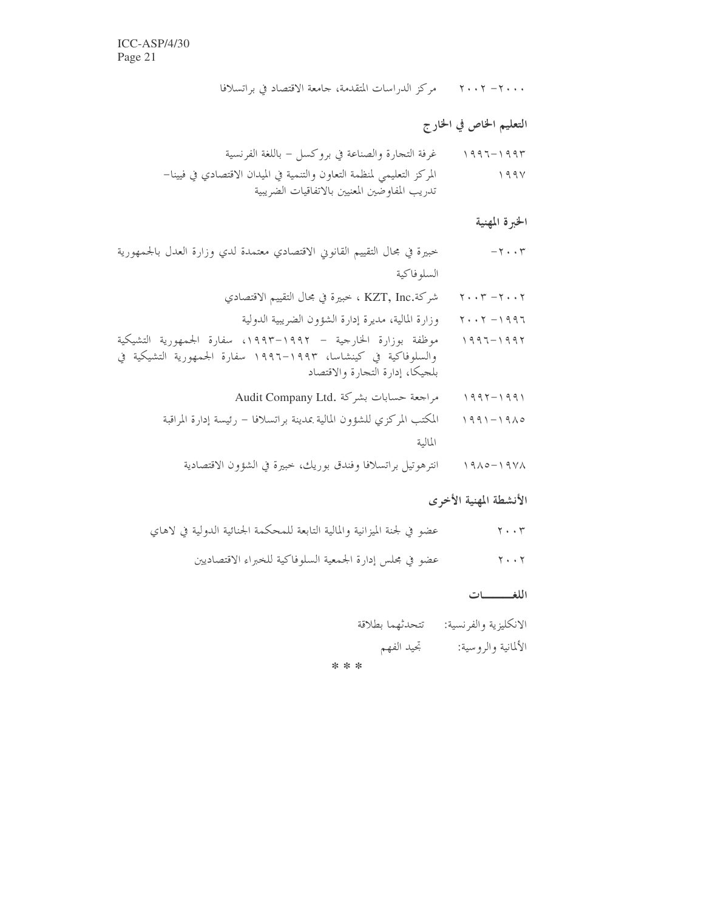٢٠٠٠- ٢٠٠٢ مركز الدراسات المتقدمة، جامعة الاقتصاد في براتسلافا

### التعليم الخاص في الخارج

١٩٩٣-١٩٩٦ غرفة التجارة والصناعة في بروكسل – باللغة الفرنسية

١٩٩٧ المركز التعليمي لمنظمة التعاون والتنمية في الميدان الاقتصادي في فيينا– تدريب المفاوضين المعنيين بالاتفاقيات الضريبية

### الخبرة المهنية

٢٠٠٣- خبيرة في مجال التقييم القانوني الاقتصادي معتمدة لدي وزارة العدل بالجمهورية السلوفاكية

٢٠٠٢- ٢٠٠٣ شركة.KZT, Inc ، خبيرة في مجال التقييم الاقتصادي

١٩٩٦- ٢٠٠٢ وزارة المالية، مديرة إدارة الشؤون الضريبية الدولية

١٩٩٢-١٩٩٦ موظفة بوزارة الخارجية – ١٩٩٢-١٩٩٣، سفارة الجمهورية التشيكية والسلوفاكية في كينشاسا، ١٩٩٣-١٩٩٦ سفارة الجمهورية التشيكية في بلجيكا، إدارة التجارة والاقتصاد

١٩٩١-١٩٩٢ مراجعة حسابات بشركة .Audit Company Ltd

١٩٨٥-١٩٩١ المكتب المركزي للشؤون المالية بمدينة براتسلافا – رئيسة إدارة المراقبة المالية

١٩٧٨-١٩٨٥ انترهوتيل براتسلافا وفندق بوريك، خبيرة في الشؤون الاقتصادية

### الأنشطة المهنية الأخرى

٢٠٠٣ عضو في لجنة الميزانية والمالية التابعة للمحكمة الجنائية الدولية في لاهاي

٢٠٠٢ عضو في مجلس إدارة الجمعية السلوفاكية للخبراء الاقتصاديين

### اللغـــــــات

الانكليزية والفرنسية: تتحدثهما بطلاقة

الألمانية والروسية: تجيد الفهم

* * *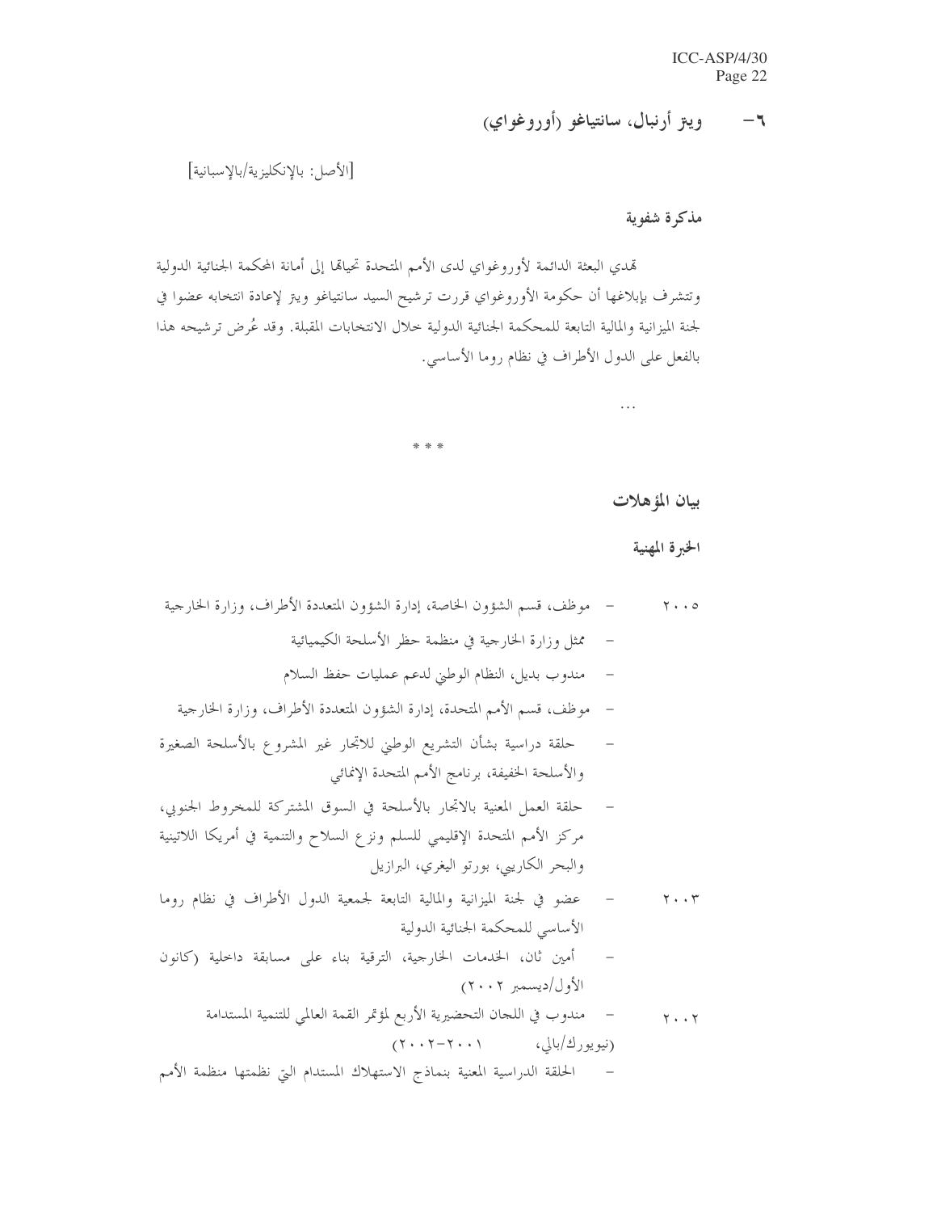## ٦- ويتر أرنبال، سانتياغو (أوروغواي)

[الأصل: بالإنكليزية/بالإسبانية]

### مذكرة شفوية

تهدي البعثة الدائمة لأوروغواي لدى الأمم المتحدة تحياتها إلى أمانة المحكمة الجنائية الدولية وتتشرف بإبلاغها أن حكومة الأوروغواي قررت ترشيح السيد سانتياغو ويتر لإعادة انتخابه عضوا في لجنة الميزانية والمالية التابعة للمحكمة الجنائية الدولية خلال الانتخابات المقبلة. وقد عُرض ترشيحه هذا بالفعل على الدول الأطراف في نظام روما الأساسي.

...

* * *

### بيان المؤهلات

#### الخبرة المهنية

٢٠٠٥
- موظف، قسم الشؤون الخاصة، إدارة الشؤون المتعددة الأطراف، وزارة الخارجية
- ممثل وزارة الخارجية في منظمة حظر الأسلحة الكيميائية
- مندوب بديل، النظام الوطني لدعم عمليات حفظ السلام
- موظف، قسم الأمم المتحدة، إدارة الشؤون المتعددة الأطراف، وزارة الخارجية
- حلقة دراسية بشأن التشريع الوطني للاتجار غير المشروع بالأسلحة الصغيرة والأسلحة الخفيفة، برنامج الأمم المتحدة الإنمائي
- حلقة العمل المعنية بالاتجار بالأسلحة في السوق المشتركة للمخروط الجنوبي، مركز الأمم المتحدة الإقليمي للسلم ونزع السلاح والتنمية في أمريكا اللاتينية والبحر الكاريبي، بورتو اليغري، البرازيل

٢٠٠٣
- عضو في لجنة الميزانية والمالية التابعة لجمعية الدول الأطراف في نظام روما الأساسي للمحكمة الجنائية الدولية
- أمين ثان، الخدمات الخارجية، الترقية بناء على مسابقة داخلية (كانون الأول/ديسمبر ٢٠٠٢)

٢٠٠٢
- مندوب في اللجان التحضيرية الأربع لمؤتمر القمة العالمي للتنمية المستدامة (نيويورك/بالي، ٢٠٠١-٢٠٠٢)
- الحلقة الدراسية المعنية بنماذج الاستهلاك المستدام التي نظمتها منظمة الأمم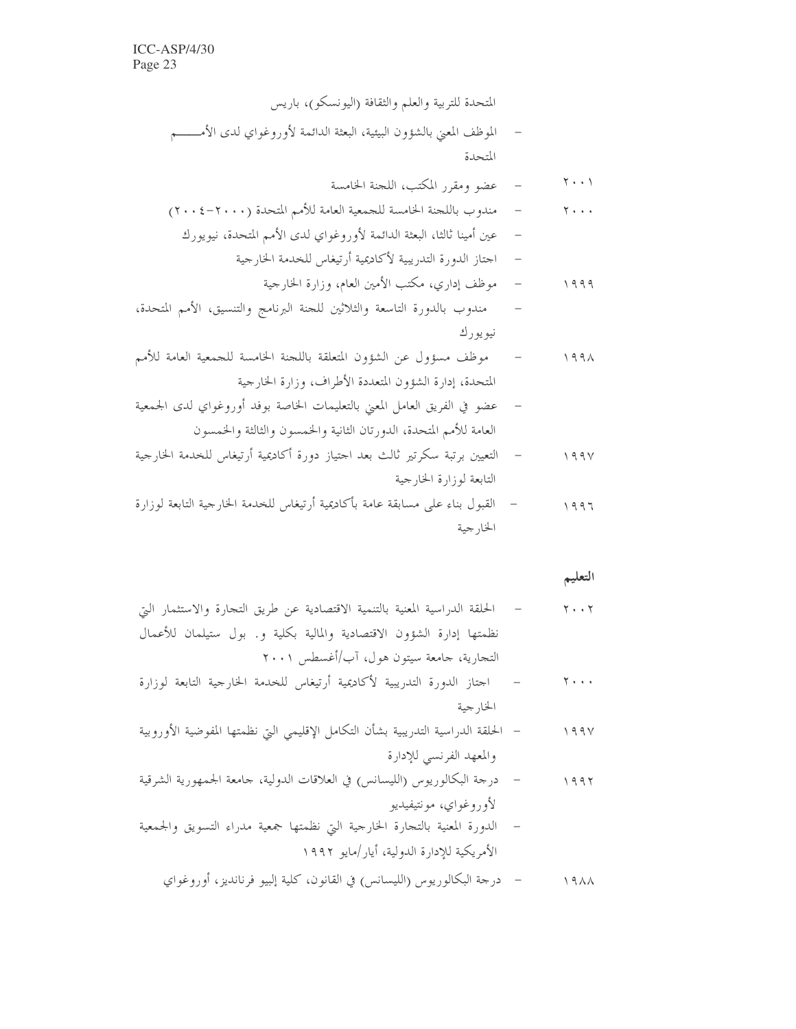المتحدة للتربية والعلم والثقافة (اليونسكو)، باريس

- الموظف المعني بالشؤون البيئية، البعثة الدائمة لأوروغواي لدى الأمم المتحدة

٢٠٠١ - عضو ومقرر المكتب، اللجنة الخامسة

٢٠٠٠ - مندوب باللجنة الخامسة للجمعية العامة للأمم المتحدة (٢٠٠٠-٢٠٠٤)

- عين أمينا ثالثا، البعثة الدائمة لأوروغواي لدى الأمم المتحدة، نيويورك

- اجتاز الدورة التدريبية لأكاديمية أرتيغاس للخدمة الخارجية

١٩٩٩ - موظف إداري، مكتب الأمين العام، وزارة الخارجية

- مندوب بالدورة التاسعة والثلاثين للجنة البرنامج والتنسيق، الأمم المتحدة، نيويورك

١٩٩٨ - موظف مسؤول عن الشؤون المتعلقة باللجنة الخامسة للجمعية العامة للأمم المتحدة، إدارة الشؤون المتعددة الأطراف، وزارة الخارجية

- عضو في الفريق العامل المعني بالتعليمات الخاصة بوفد أوروغواي لدى الجمعية العامة للأمم المتحدة، الدورتان الثانية والخمسون والثالثة والخمسون

١٩٩٧ - التعيين برتبة سكرتير ثالث بعد اجتياز دورة أكاديمية أرتيغاس للخدمة الخارجية التابعة لوزارة الخارجية

١٩٩٦ - القبول بناء على مسابقة عامة بأكاديمية أرتيغاس للخدمة الخارجية التابعة لوزارة الخارجية

**التعليم**

٢٠٠٢ - الحلقة الدراسية المعنية بالتنمية الاقتصادية عن طريق التجارة والاستثمار التي نظمتها إدارة الشؤون الاقتصادية والمالية بكلية و. بول ستيلمان للأعمال التجارية، جامعة سيتون هول، آب/أغسطس ٢٠٠١

٢٠٠٠ - اجتاز الدورة التدريبية لأكاديمية أرتيغاس للخدمة الخارجية التابعة لوزارة الخارجية

١٩٩٧ - الحلقة الدراسية التدريبية بشأن التكامل الإقليمي التي نظمتها المفوضية الأوروبية والمعهد الفرنسي للإدارة

١٩٩٢ - درجة البكالوريوس (الليسانس) في العلاقات الدولية، جامعة الجمهورية الشرقية لأوروغواي، مونتيفيديو

- الدورة المعنية بالتجارة الخارجية التي نظمتها جمعية مدراء التسويق والجمعية الأمريكية للإدارة الدولية، أيار/مايو ١٩٩٢

١٩٨٨ - درجة البكالوريوس (الليسانس) في القانون، كلية إلبيو فرنانديز، أوروغواي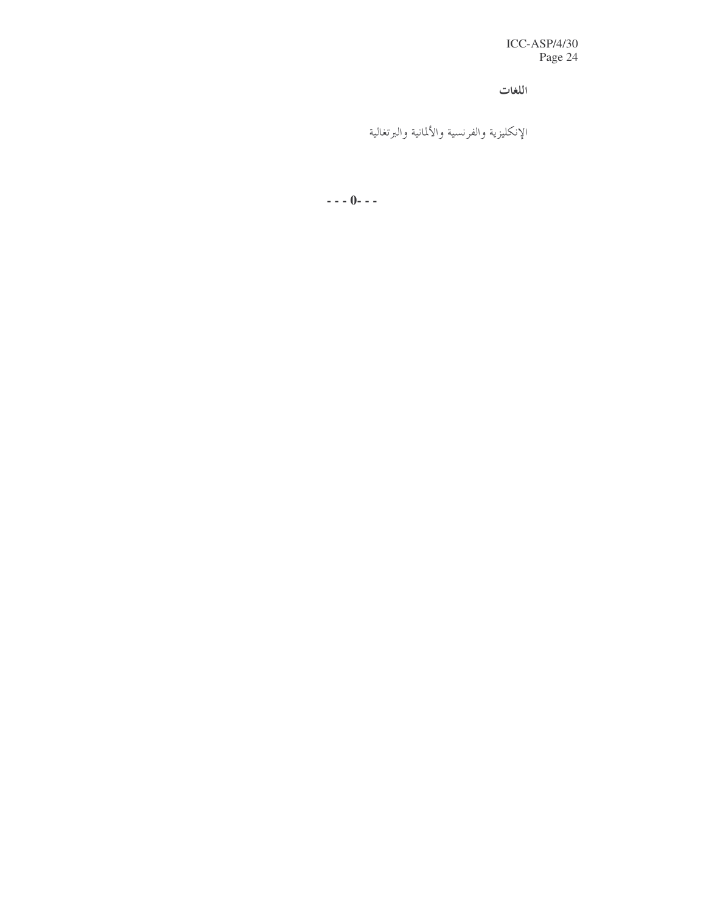**اللغات**

الإنكليزية والفرنسية والألمانية والبرتغالية

- - - 0 - - -